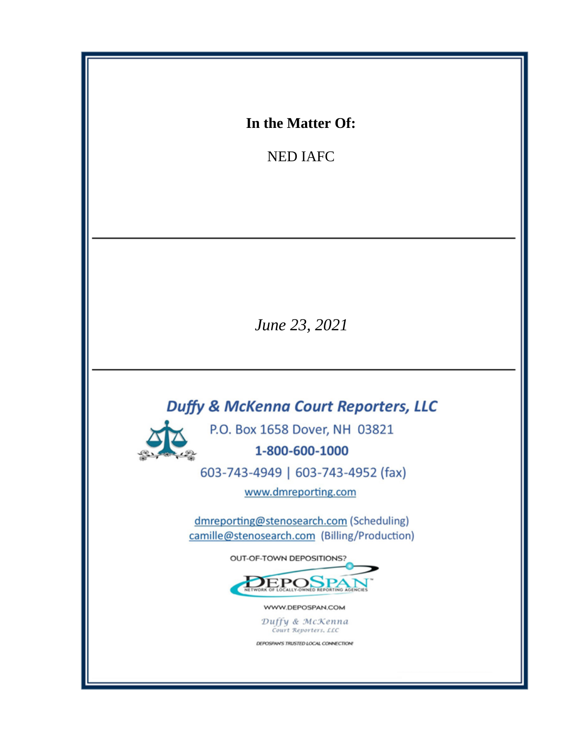**In the Matter Of:**

NED IAFC

---

*June 23, 2021*

---

***Duffy & McKenna Court Reporters, LLC***

P.O. Box 1658 Dover, NH 03821

**1-800-600-1000**

603-743-4949 | 603-743-4952 (fax)

www.dmreporting.com

dmreporting@stenosearch.com (Scheduling)
camille@stenosearch.com (Billing/Production)

OUT-OF-TOWN DEPOSITIONS?

DEPOSPAN™
NETWORK OF LOCALLY-OWNED REPORTING AGENCIES

WWW.DEPOSPAN.COM

Duffy & McKenna
Court Reporters, LLC

DEPOSPAN'S TRUSTED LOCAL CONNECTION!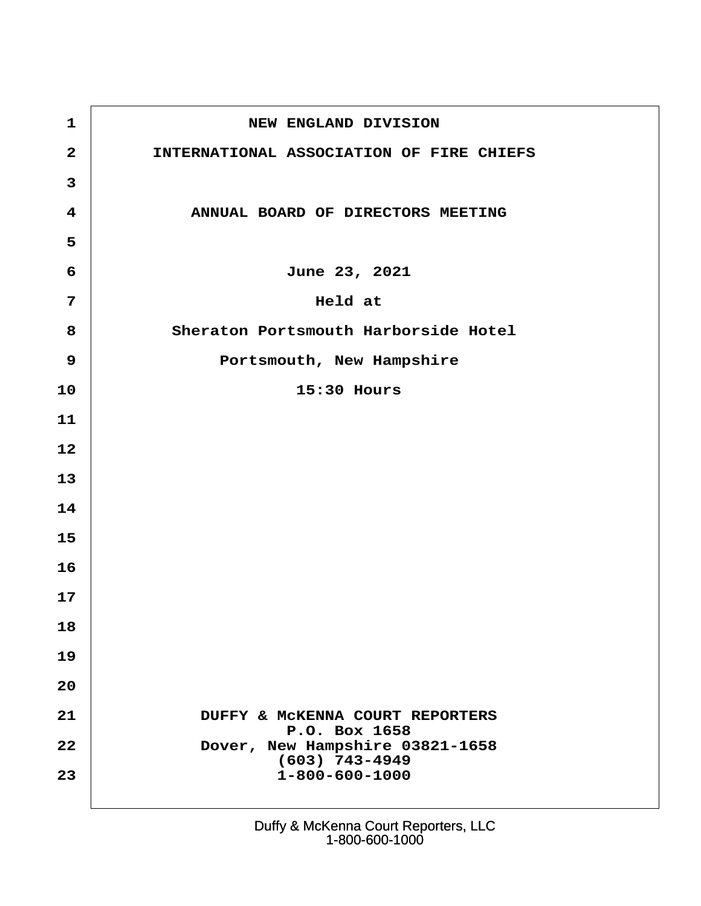NEW ENGLAND DIVISION

INTERNATIONAL ASSOCIATION OF FIRE CHIEFS

ANNUAL BOARD OF DIRECTORS MEETING

June 23, 2021

Held at

Sheraton Portsmouth Harborside Hotel

Portsmouth, New Hampshire

15:30 Hours

DUFFY & McKENNA COURT REPORTERS
P.O. Box 1658
Dover, New Hampshire 03821-1658
(603) 743-4949
1-800-600-1000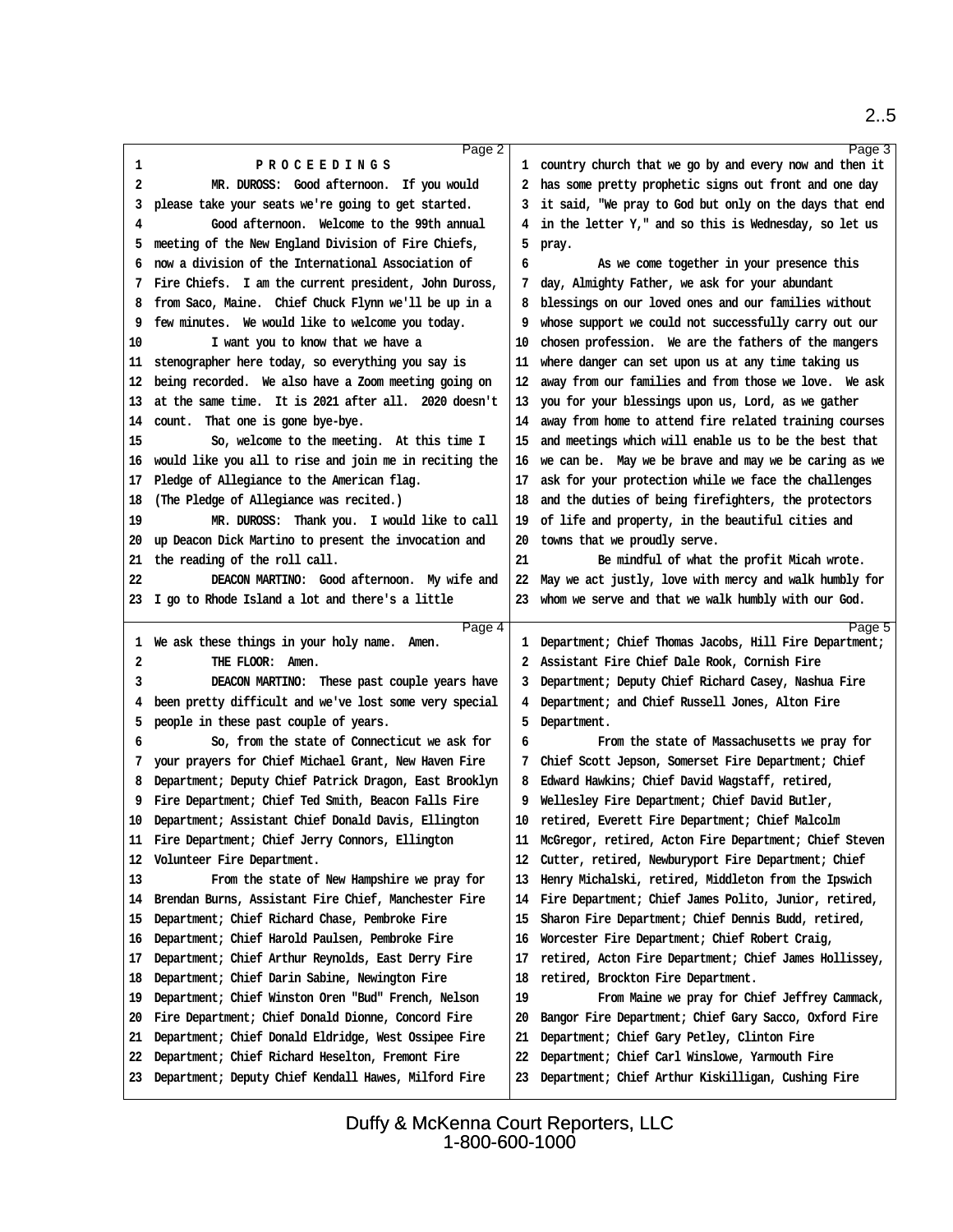**Page 2**

1 PROCEEDINGS

2 MR. DUROSS: Good afternoon. If you would
3 please take your seats we're going to get started.
4 Good afternoon. Welcome to the 99th annual
5 meeting of the New England Division of Fire Chiefs,
6 now a division of the International Association of
7 Fire Chiefs. I am the current president, John Duross,
8 from Saco, Maine. Chief Chuck Flynn we'll be up in a
9 few minutes. We would like to welcome you today.
10 I want you to know that we have a
11 stenographer here today, so everything you say is
12 being recorded. We also have a Zoom meeting going on
13 at the same time. It is 2021 after all. 2020 doesn't
14 count. That one is gone bye-bye.
15 So, welcome to the meeting. At this time I
16 would like you all to rise and join me in reciting the
17 Pledge of Allegiance to the American flag.
18 (The Pledge of Allegiance was recited.)
19 MR. DUROSS: Thank you. I would like to call
20 up Deacon Dick Martino to present the invocation and
21 the reading of the roll call.
22 DEACON MARTINO: Good afternoon. My wife and
23 I go to Rhode Island a lot and there's a little

**Page 3**

1 country church that we go by and every now and then it
2 has some pretty prophetic signs out front and one day
3 it said, "We pray to God but only on the days that end
4 in the letter Y," and so this is Wednesday, so let us
5 pray.
6 As we come together in your presence this
7 day, Almighty Father, we ask for your abundant
8 blessings on our loved ones and our families without
9 whose support we could not successfully carry out our
10 chosen profession. We are the fathers of the mangers
11 where danger can set upon us at any time taking us
12 away from our families and from those we love. We ask
13 you for your blessings upon us, Lord, as we gather
14 away from home to attend fire related training courses
15 and meetings which will enable us to be the best that
16 we can be. May we be brave and may we be caring as we
17 ask for your protection while we face the challenges
18 and the duties of being firefighters, the protectors
19 of life and property, in the beautiful cities and
20 towns that we proudly serve.
21 Be mindful of what the profit Micah wrote.
22 May we act justly, love with mercy and walk humbly for
23 whom we serve and that we walk humbly with our God.

**Page 4**

1 We ask these things in your holy name. Amen.
2 THE FLOOR: Amen.
3 DEACON MARTINO: These past couple years have
4 been pretty difficult and we've lost some very special
5 people in these past couple of years.
6 So, from the state of Connecticut we ask for
7 your prayers for Chief Michael Grant, New Haven Fire
8 Department; Deputy Chief Patrick Dragon, East Brooklyn
9 Fire Department; Chief Ted Smith, Beacon Falls Fire
10 Department; Assistant Chief Donald Davis, Ellington
11 Fire Department; Chief Jerry Connors, Ellington
12 Volunteer Fire Department.
13 From the state of New Hampshire we pray for
14 Brendan Burns, Assistant Fire Chief, Manchester Fire
15 Department; Chief Richard Chase, Pembroke Fire
16 Department; Chief Harold Paulsen, Pembroke Fire
17 Department; Chief Arthur Reynolds, East Derry Fire
18 Department; Chief Darin Sabine, Newington Fire
19 Department; Chief Winston Oren "Bud" French, Nelson
20 Fire Department; Chief Donald Dionne, Concord Fire
21 Department; Chief Donald Eldridge, West Ossipee Fire
22 Department; Chief Richard Heselton, Fremont Fire
23 Department; Deputy Chief Kendall Hawes, Milford Fire

**Page 5**

1 Department; Chief Thomas Jacobs, Hill Fire Department;
2 Assistant Fire Chief Dale Rook, Cornish Fire
3 Department; Deputy Chief Richard Casey, Nashua Fire
4 Department; and Chief Russell Jones, Alton Fire
5 Department.
6 From the state of Massachusetts we pray for
7 Chief Scott Jepson, Somerset Fire Department; Chief
8 Edward Hawkins; Chief David Wagstaff, retired,
9 Wellesley Fire Department; Chief David Butler,
10 retired, Everett Fire Department; Chief Malcolm
11 McGregor, retired, Acton Fire Department; Chief Steven
12 Cutter, retired, Newburyport Fire Department; Chief
13 Henry Michalski, retired, Middleton from the Ipswich
14 Fire Department; Chief James Polito, Junior, retired,
15 Sharon Fire Department; Chief Dennis Budd, retired,
16 Worcester Fire Department; Chief Robert Craig,
17 retired, Acton Fire Department; Chief James Hollissey,
18 retired, Brockton Fire Department.
19 From Maine we pray for Chief Jeffrey Cammack,
20 Bangor Fire Department; Chief Gary Sacco, Oxford Fire
21 Department; Chief Gary Petley, Clinton Fire
22 Department; Chief Carl Winslowe, Yarmouth Fire
23 Department; Chief Arthur Kiskilligan, Cushing Fire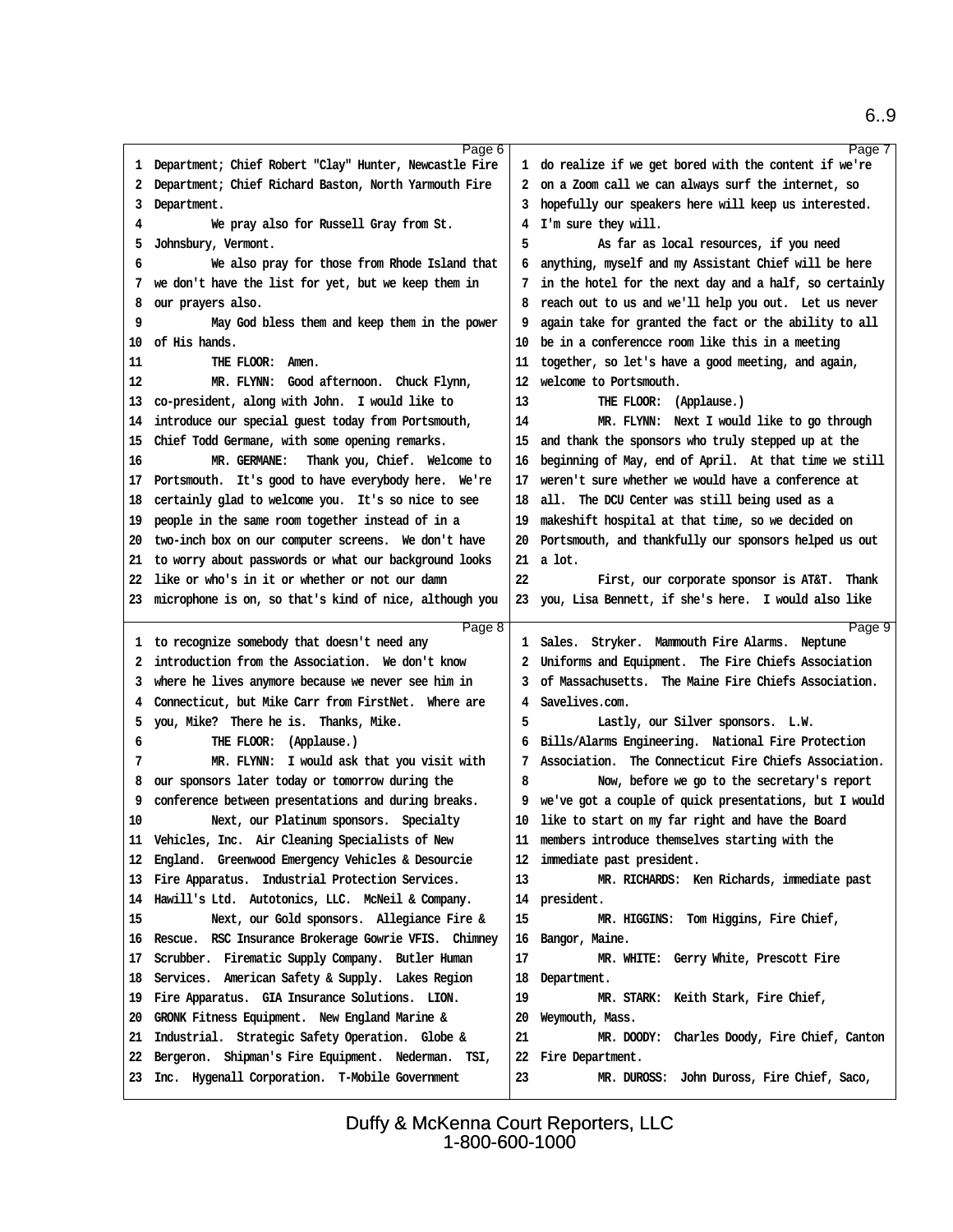Department; Chief Robert "Clay" Hunter, Newcastle Fire Department; Chief Richard Baston, North Yarmouth Fire Department.

We pray also for Russell Gray from St. Johnsbury, Vermont.

We also pray for those from Rhode Island that we don't have the list for yet, but we keep them in our prayers also.

May God bless them and keep them in the power of His hands.

THE FLOOR: Amen.

MR. FLYNN: Good afternoon. Chuck Flynn, co-president, along with John. I would like to introduce our special guest today from Portsmouth, Chief Todd Germane, with some opening remarks.

MR. GERMANE: Thank you, Chief. Welcome to Portsmouth. It's good to have everybody here. We're certainly glad to welcome you. It's so nice to see people in the same room together instead of in a two-inch box on our computer screens. We don't have to worry about passwords or what our background looks like or who's in it or whether or not our damn microphone is on, so that's kind of nice, although you do realize if we get bored with the content if we're on a Zoom call we can always surf the internet, so hopefully our speakers here will keep us interested. I'm sure they will.

As far as local resources, if you need anything, myself and my Assistant Chief will be here in the hotel for the next day and a half, so certainly reach out to us and we'll help you out. Let us never again take for granted the fact or the ability to all be in a conferencce room like this in a meeting together, so let's have a good meeting, and again, welcome to Portsmouth.

THE FLOOR: (Applause.)

MR. FLYNN: Next I would like to go through and thank the sponsors who truly stepped up at the beginning of May, end of April. At that time we still weren't sure whether we would have a conference at all. The DCU Center was still being used as a makeshift hospital at that time, so we decided on Portsmouth, and thankfully our sponsors helped us out a lot.

First, our corporate sponsor is AT&T. Thank you, Lisa Bennett, if she's here. I would also like to recognize somebody that doesn't need any introduction from the Association. We don't know where he lives anymore because we never see him in Connecticut, but Mike Carr from FirstNet. Where are you, Mike? There he is. Thanks, Mike.

THE FLOOR: (Applause.)

MR. FLYNN: I would ask that you visit with our sponsors later today or tomorrow during the conference between presentations and during breaks.

Next, our Platinum sponsors. Specialty Vehicles, Inc. Air Cleaning Specialists of New England. Greenwood Emergency Vehicles & Desourcie Fire Apparatus. Industrial Protection Services. Hawill's Ltd. Autotonics, LLC. McNeil & Company.

Next, our Gold sponsors. Allegiance Fire & Rescue. RSC Insurance Brokerage Gowrie VFIS. Chimney Scrubber. Firematic Supply Company. Butler Human Services. American Safety & Supply. Lakes Region Fire Apparatus. GIA Insurance Solutions. LION. GRONK Fitness Equipment. New England Marine & Industrial. Strategic Safety Operation. Globe & Bergeron. Shipman's Fire Equipment. Nederman. TSI, Inc. Hygenall Corporation. T-Mobile Government Sales. Stryker. Mammouth Fire Alarms. Neptune Uniforms and Equipment. The Fire Chiefs Association of Massachusetts. The Maine Fire Chiefs Association. Savelives.com.

Lastly, our Silver sponsors. L.W. Bills/Alarms Engineering. National Fire Protection Association. The Connecticut Fire Chiefs Association.

Now, before we go to the secretary's report we've got a couple of quick presentations, but I would like to start on my far right and have the Board members introduce themselves starting with the immediate past president.

MR. RICHARDS: Ken Richards, immediate past president.

MR. HIGGINS: Tom Higgins, Fire Chief, Bangor, Maine.

MR. WHITE: Gerry White, Prescott Fire Department.

MR. STARK: Keith Stark, Fire Chief, Weymouth, Mass.

MR. DOODY: Charles Doody, Fire Chief, Canton Fire Department.

MR. DUROSS: John Duross, Fire Chief, Saco,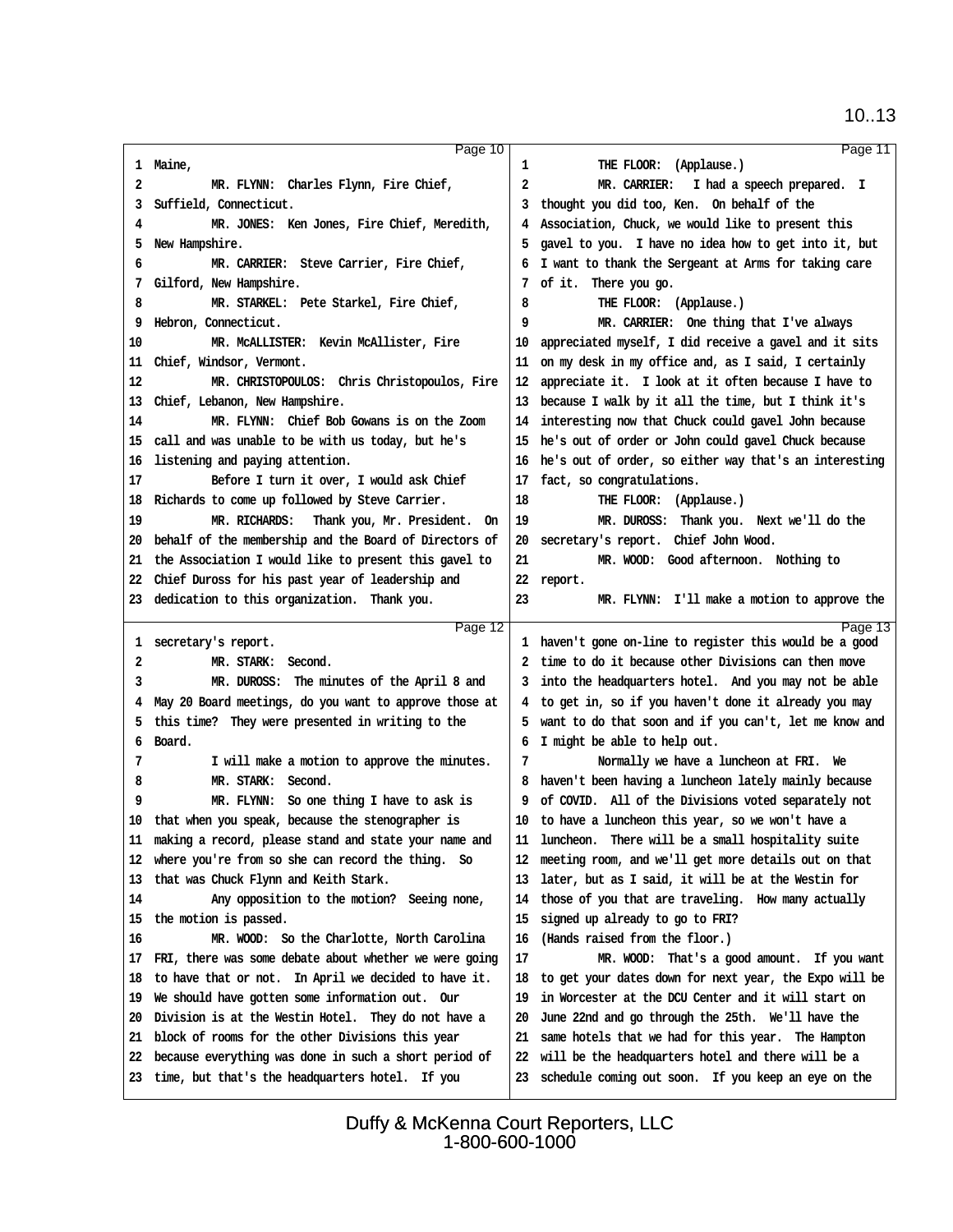Maine,

MR. FLYNN: Charles Flynn, Fire Chief, Suffield, Connecticut.

MR. JONES: Ken Jones, Fire Chief, Meredith, New Hampshire.

MR. CARRIER: Steve Carrier, Fire Chief, Gilford, New Hampshire.

MR. STARKEL: Pete Starkel, Fire Chief, Hebron, Connecticut.

MR. McALLISTER: Kevin McAllister, Fire Chief, Windsor, Vermont.

MR. CHRISTOPOULOS: Chris Christopoulos, Fire Chief, Lebanon, New Hampshire.

MR. FLYNN: Chief Bob Gowans is on the Zoom call and was unable to be with us today, but he's listening and paying attention.

Before I turn it over, I would ask Chief Richards to come up followed by Steve Carrier.

MR. RICHARDS: Thank you, Mr. President. On behalf of the membership and the Board of Directors of the Association I would like to present this gavel to Chief Duross for his past year of leadership and dedication to this organization. Thank you.

THE FLOOR: (Applause.)

MR. CARRIER: I had a speech prepared. I thought you did too, Ken. On behalf of the Association, Chuck, we would like to present this gavel to you. I have no idea how to get into it, but I want to thank the Sergeant at Arms for taking care of it. There you go.

THE FLOOR: (Applause.)

MR. CARRIER: One thing that I've always appreciated myself, I did receive a gavel and it sits on my desk in my office and, as I said, I certainly appreciate it. I look at it often because I have to because I walk by it all the time, but I think it's interesting now that Chuck could gavel John because he's out of order or John could gavel Chuck because he's out of order, so either way that's an interesting fact, so congratulations.

THE FLOOR: (Applause.)

MR. DUROSS: Thank you. Next we'll do the secretary's report. Chief John Wood.

MR. WOOD: Good afternoon. Nothing to report.

MR. FLYNN: I'll make a motion to approve the secretary's report.

MR. STARK: Second.

MR. DUROSS: The minutes of the April 8 and May 20 Board meetings, do you want to approve those at this time? They were presented in writing to the Board.

I will make a motion to approve the minutes.

MR. STARK: Second.

MR. FLYNN: So one thing I have to ask is that when you speak, because the stenographer is making a record, please stand and state your name and where you're from so she can record the thing. So that was Chuck Flynn and Keith Stark.

Any opposition to the motion? Seeing none, the motion is passed.

MR. WOOD: So the Charlotte, North Carolina FRI, there was some debate about whether we were going to have that or not. In April we decided to have it. We should have gotten some information out. Our Division is at the Westin Hotel. They do not have a block of rooms for the other Divisions this year because everything was done in such a short period of time, but that's the headquarters hotel. If you haven't gone on-line to register this would be a good time to do it because other Divisions can then move into the headquarters hotel. And you may not be able to get in, so if you haven't done it already you may want to do that soon and if you can't, let me know and I might be able to help out.

Normally we have a luncheon at FRI. We haven't been having a luncheon lately mainly because of COVID. All of the Divisions voted separately not to have a luncheon this year, so we won't have a luncheon. There will be a small hospitality suite meeting room, and we'll get more details out on that later, but as I said, it will be at the Westin for those of you that are traveling. How many actually signed up already to go to FRI?

(Hands raised from the floor.)

MR. WOOD: That's a good amount. If you want to get your dates down for next year, the Expo will be in Worcester at the DCU Center and it will start on June 22nd and go through the 25th. We'll have the same hotels that we had for this year. The Hampton will be the headquarters hotel and there will be a schedule coming out soon. If you keep an eye on the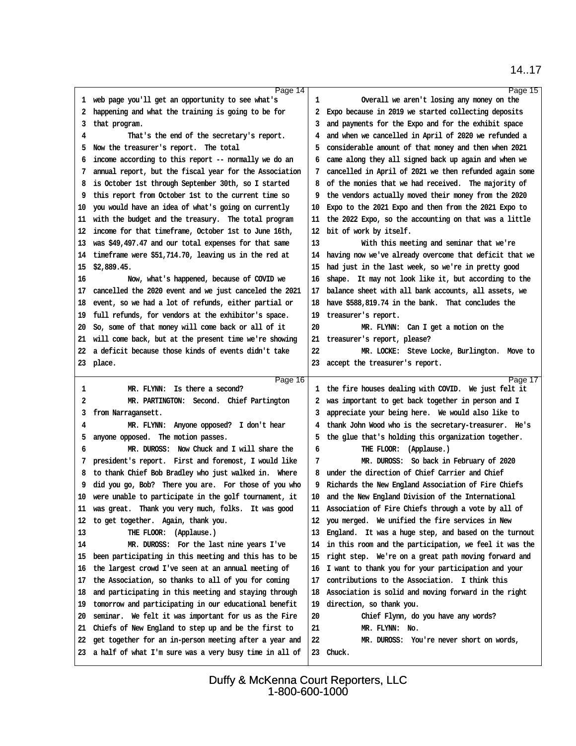web page you'll get an opportunity to see what's happening and what the training is going to be for that program.

That's the end of the secretary's report. Now the treasurer's report. The total income according to this report -- normally we do an annual report, but the fiscal year for the Association is October 1st through September 30th, so I started this report from October 1st to the current time so you would have an idea of what's going on currently with the budget and the treasury. The total program income for that timeframe, October 1st to June 16th, was $49,497.47 and our total expenses for that same timeframe were $51,714.70, leaving us in the red at $2,889.45.

Now, what's happened, because of COVID we cancelled the 2020 event and we just canceled the 2021 event, so we had a lot of refunds, either partial or full refunds, for vendors at the exhibitor's space. So, some of that money will come back or all of it will come back, but at the present time we're showing a deficit because those kinds of events didn't take place.

Overall we aren't losing any money on the Expo because in 2019 we started collecting deposits and payments for the Expo and for the exhibit space and when we cancelled in April of 2020 we refunded a considerable amount of that money and then when 2021 came along they all signed back up again and when we cancelled in April of 2021 we then refunded again some of the monies that we had received. The majority of the vendors actually moved their money from the 2020 Expo to the 2021 Expo and then from the 2021 Expo to the 2022 Expo, so the accounting on that was a little bit of work by itself.

With this meeting and seminar that we're having now we've already overcome that deficit that we had just in the last week, so we're in pretty good shape. It may not look like it, but according to the balance sheet with all bank accounts, all assets, we have $588,819.74 in the bank. That concludes the treasurer's report.

MR. FLYNN: Can I get a motion on the treasurer's report, please?

MR. LOCKE: Steve Locke, Burlington. Move to accept the treasurer's report.

MR. FLYNN: Is there a second?

MR. PARTINGTON: Second. Chief Partington from Narragansett.

MR. FLYNN: Anyone opposed? I don't hear anyone opposed. The motion passes.

MR. DUROSS: Now Chuck and I will share the president's report. First and foremost, I would like to thank Chief Bob Bradley who just walked in. Where did you go, Bob? There you are. For those of you who were unable to participate in the golf tournament, it was great. Thank you very much, folks. It was good to get together. Again, thank you.

THE FLOOR: (Applause.)

MR. DUROSS: For the last nine years I've been participating in this meeting and this has to be the largest crowd I've seen at an annual meeting of the Association, so thanks to all of you for coming and participating in this meeting and staying through tomorrow and participating in our educational benefit seminar. We felt it was important for us as the Fire Chiefs of New England to step up and be the first to get together for an in-person meeting after a year and a half of what I'm sure was a very busy time in all of the fire houses dealing with COVID. We just felt it was important to get back together in person and I appreciate your being here. We would also like to thank John Wood who is the secretary-treasurer. He's the glue that's holding this organization together.

THE FLOOR: (Applause.)

MR. DUROSS: So back in February of 2020 under the direction of Chief Carrier and Chief Richards the New England Association of Fire Chiefs and the New England Division of the International Association of Fire Chiefs through a vote by all of you merged. We unified the fire services in New England. It was a huge step, and based on the turnout in this room and the participation, we feel it was the right step. We're on a great path moving forward and I want to thank you for your participation and your contributions to the Association. I think this Association is solid and moving forward in the right direction, so thank you.

Chief Flynn, do you have any words?

MR. FLYNN: No.

MR. DUROSS: You're never short on words, Chuck.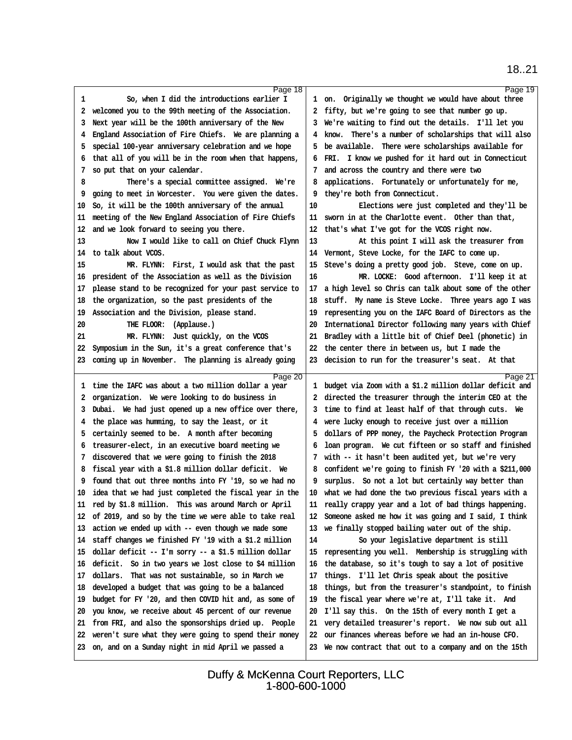**Page 18**

1 So, when I did the introductions earlier I
2 welcomed you to the 99th meeting of the Association.
3 Next year will be the 100th anniversary of the New
4 England Association of Fire Chiefs. We are planning a
5 special 100-year anniversary celebration and we hope
6 that all of you will be in the room when that happens,
7 so put that on your calendar.
8 There's a special committee assigned. We're
9 going to meet in Worcester. You were given the dates.
10 So, it will be the 100th anniversary of the annual
11 meeting of the New England Association of Fire Chiefs
12 and we look forward to seeing you there.
13 Now I would like to call on Chief Chuck Flynn
14 to talk about VCOS.
15 MR. FLYNN: First, I would ask that the past
16 president of the Association as well as the Division
17 please stand to be recognized for your past service to
18 the organization, so the past presidents of the
19 Association and the Division, please stand.
20 THE FLOOR: (Applause.)
21 MR. FLYNN: Just quickly, on the VCOS
22 Symposium in the Sun, it's a great conference that's
23 coming up in November. The planning is already going

**Page 19**

1 on. Originally we thought we would have about three
2 fifty, but we're going to see that number go up.
3 We're waiting to find out the details. I'll let you
4 know. There's a number of scholarships that will also
5 be available. There were scholarships available for
6 FRI. I know we pushed for it hard out in Connecticut
7 and across the country and there were two
8 applications. Fortunately or unfortunately for me,
9 they're both from Connecticut.
10 Elections were just completed and they'll be
11 sworn in at the Charlotte event. Other than that,
12 that's what I've got for the VCOS right now.
13 At this point I will ask the treasurer from
14 Vermont, Steve Locke, for the IAFC to come up.
15 Steve's doing a pretty good job. Steve, come on up.
16 MR. LOCKE: Good afternoon. I'll keep it at
17 a high level so Chris can talk about some of the other
18 stuff. My name is Steve Locke. Three years ago I was
19 representing you on the IAFC Board of Directors as the
20 International Director following many years with Chief
21 Bradley with a little bit of Chief Deel (phonetic) in
22 the center there in between us, but I made the
23 decision to run for the treasurer's seat. At that

**Page 20**

1 time the IAFC was about a two million dollar a year
2 organization. We were looking to do business in
3 Dubai. We had just opened up a new office over there,
4 the place was humming, to say the least, or it
5 certainly seemed to be. A month after becoming
6 treasurer-elect, in an executive board meeting we
7 discovered that we were going to finish the 2018
8 fiscal year with a $1.8 million dollar deficit. We
9 found that out three months into FY '19, so we had no
10 idea that we had just completed the fiscal year in the
11 red by $1.8 million. This was around March or April
12 of 2019, and so by the time we were able to take real
13 action we ended up with -- even though we made some
14 staff changes we finished FY '19 with a $1.2 million
15 dollar deficit -- I'm sorry -- a $1.5 million dollar
16 deficit. So in two years we lost close to $4 million
17 dollars. That was not sustainable, so in March we
18 developed a budget that was going to be a balanced
19 budget for FY '20, and then COVID hit and, as some of
20 you know, we receive about 45 percent of our revenue
21 from FRI, and also the sponsorships dried up. People
22 weren't sure what they were going to spend their money
23 on, and on a Sunday night in mid April we passed a

**Page 21**

1 budget via Zoom with a $1.2 million dollar deficit and
2 directed the treasurer through the interim CEO at the
3 time to find at least half of that through cuts. We
4 were lucky enough to receive just over a million
5 dollars of PPP money, the Paycheck Protection Program
6 loan program. We cut fifteen or so staff and finished
7 with -- it hasn't been audited yet, but we're very
8 confident we're going to finish FY '20 with a $211,000
9 surplus. So not a lot but certainly way better than
10 what we had done the two previous fiscal years with a
11 really crappy year and a lot of bad things happening.
12 Someone asked me how it was going and I said, I think
13 we finally stopped bailing water out of the ship.
14 So your legislative department is still
15 representing you well. Membership is struggling with
16 the database, so it's tough to say a lot of positive
17 things. I'll let Chris speak about the positive
18 things, but from the treasurer's standpoint, to finish
19 the fiscal year where we're at, I'll take it. And
20 I'll say this. On the 15th of every month I get a
21 very detailed treasurer's report. We now sub out all
22 our finances whereas before we had an in-house CFO.
23 We now contract that out to a company and on the 15th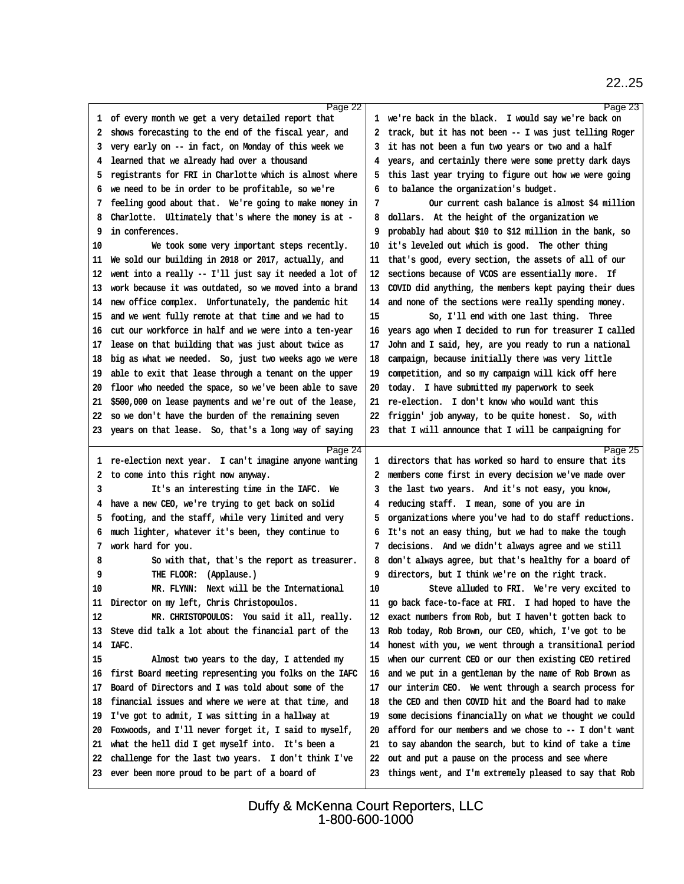of every month we get a very detailed report that shows forecasting to the end of the fiscal year, and very early on -- in fact, on Monday of this week we learned that we already had over a thousand registrants for FRI in Charlotte which is almost where we need to be in order to be profitable, so we're feeling good about that. We're going to make money in Charlotte. Ultimately that's where the money is at - in conferences.

We took some very important steps recently. We sold our building in 2018 or 2017, actually, and went into a really -- I'll just say it needed a lot of work because it was outdated, so we moved into a brand new office complex. Unfortunately, the pandemic hit and we went fully remote at that time and we had to cut our workforce in half and we were into a ten-year lease on that building that was just about twice as big as what we needed. So, just two weeks ago we were able to exit that lease through a tenant on the upper floor who needed the space, so we've been able to save $500,000 on lease payments and we're out of the lease, so we don't have the burden of the remaining seven years on that lease. So, that's a long way of saying we're back in the black. I would say we're back on track, but it has not been -- I was just telling Roger it has not been a fun two years or two and a half years, and certainly there were some pretty dark days this last year trying to figure out how we were going to balance the organization's budget.

Our current cash balance is almost $4 million dollars. At the height of the organization we probably had about $10 to $12 million in the bank, so it's leveled out which is good. The other thing that's good, every section, the assets of all of our sections because of VCOS are essentially more. If COVID did anything, the members kept paying their dues and none of the sections were really spending money.

So, I'll end with one last thing. Three years ago when I decided to run for treasurer I called John and I said, hey, are you ready to run a national campaign, because initially there was very little competition, and so my campaign will kick off here today. I have submitted my paperwork to seek re-election. I don't know who would want this friggin' job anyway, to be quite honest. So, with that I will announce that I will be campaigning for re-election next year. I can't imagine anyone wanting to come into this right now anyway.

It's an interesting time in the IAFC. We have a new CEO, we're trying to get back on solid footing, and the staff, while very limited and very much lighter, whatever it's been, they continue to work hard for you.

So with that, that's the report as treasurer.

THE FLOOR: (Applause.)

MR. FLYNN: Next will be the International Director on my left, Chris Christopoulos.

MR. CHRISTOPOULOS: You said it all, really. Steve did talk a lot about the financial part of the IAFC.

Almost two years to the day, I attended my first Board meeting representing you folks on the IAFC Board of Directors and I was told about some of the financial issues and where we were at that time, and I've got to admit, I was sitting in a hallway at Foxwoods, and I'll never forget it, I said to myself, what the hell did I get myself into. It's been a challenge for the last two years. I don't think I've ever been more proud to be part of a board of directors that has worked so hard to ensure that its members come first in every decision we've made over the last two years. And it's not easy, you know, reducing staff. I mean, some of you are in organizations where you've had to do staff reductions. It's not an easy thing, but we had to make the tough decisions. And we didn't always agree and we still don't always agree, but that's healthy for a board of directors, but I think we're on the right track.

Steve alluded to FRI. We're very excited to go back face-to-face at FRI. I had hoped to have the exact numbers from Rob, but I haven't gotten back to Rob today, Rob Brown, our CEO, which, I've got to be honest with you, we went through a transitional period when our current CEO or our then existing CEO retired and we put in a gentleman by the name of Rob Brown as our interim CEO. We went through a search process for the CEO and then COVID hit and the Board had to make some decisions financially on what we thought we could afford for our members and we chose to -- I don't want to say abandon the search, but to kind of take a time out and put a pause on the process and see where things went, and I'm extremely pleased to say that Rob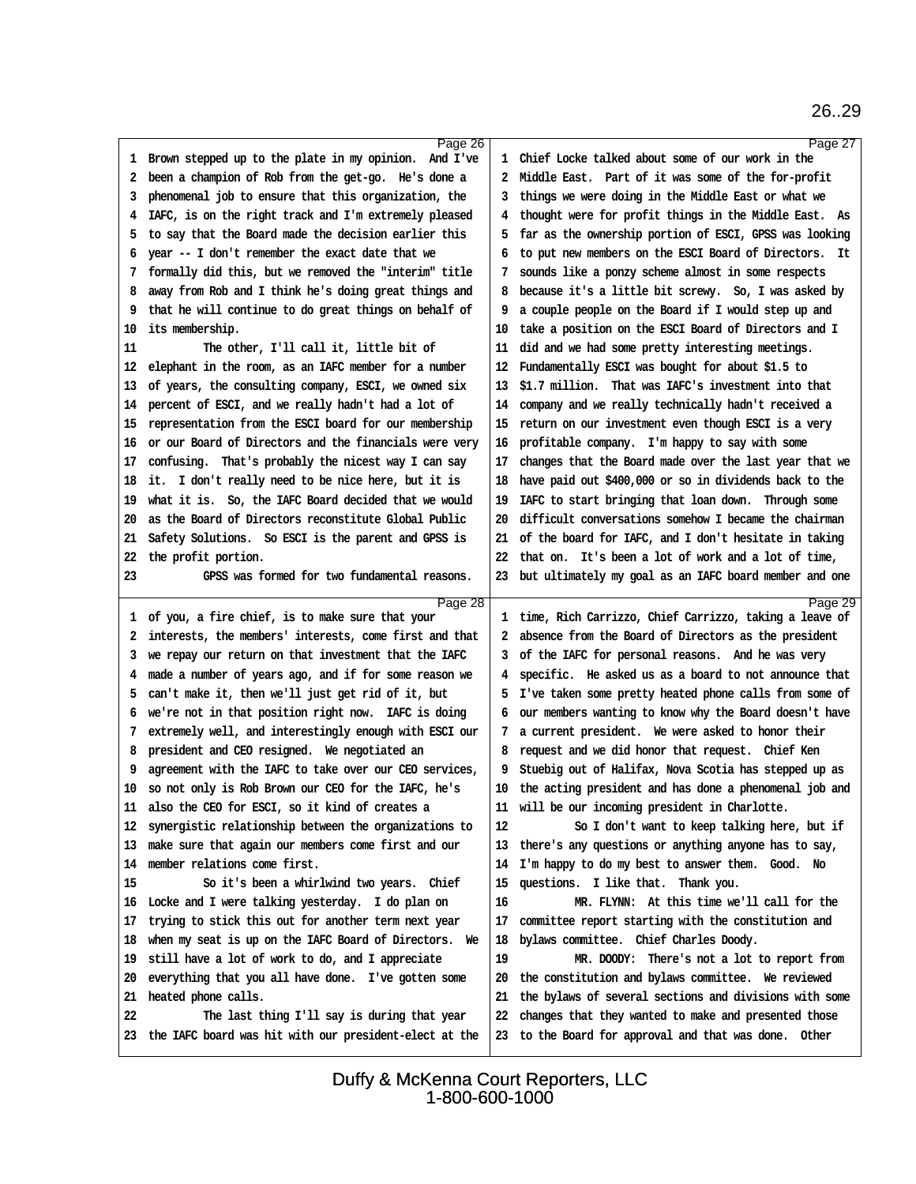Brown stepped up to the plate in my opinion. And I've been a champion of Rob from the get-go. He's done a phenomenal job to ensure that this organization, the IAFC, is on the right track and I'm extremely pleased to say that the Board made the decision earlier this year -- I don't remember the exact date that we formally did this, but we removed the "interim" title away from Rob and I think he's doing great things and that he will continue to do great things on behalf of its membership.

The other, I'll call it, little bit of elephant in the room, as an IAFC member for a number of years, the consulting company, ESCI, we owned six percent of ESCI, and we really hadn't had a lot of representation from the ESCI board for our membership or our Board of Directors and the financials were very confusing. That's probably the nicest way I can say it. I don't really need to be nice here, but it is what it is. So, the IAFC Board decided that we would as the Board of Directors reconstitute Global Public Safety Solutions. So ESCI is the parent and GPSS is the profit portion.

GPSS was formed for two fundamental reasons. Chief Locke talked about some of our work in the Middle East. Part of it was some of the for-profit things we were doing in the Middle East or what we thought were for profit things in the Middle East. As far as the ownership portion of ESCI, GPSS was looking to put new members on the ESCI Board of Directors. It sounds like a ponzy scheme almost in some respects because it's a little bit screwy. So, I was asked by a couple people on the Board if I would step up and take a position on the ESCI Board of Directors and I did and we had some pretty interesting meetings. Fundamentally ESCI was bought for about $1.5 to $1.7 million. That was IAFC's investment into that company and we really technically hadn't received a return on our investment even though ESCI is a very profitable company. I'm happy to say with some changes that the Board made over the last year that we have paid out $400,000 or so in dividends back to the IAFC to start bringing that loan down. Through some difficult conversations somehow I became the chairman of the board for IAFC, and I don't hesitate in taking that on. It's been a lot of work and a lot of time, but ultimately my goal as an IAFC board member and one of you, a fire chief, is to make sure that your interests, the members' interests, come first and that we repay our return on that investment that the IAFC made a number of years ago, and if for some reason we can't make it, then we'll just get rid of it, but we're not in that position right now. IAFC is doing extremely well, and interestingly enough with ESCI our president and CEO resigned. We negotiated an agreement with the IAFC to take over our CEO services, so not only is Rob Brown our CEO for the IAFC, he's also the CEO for ESCI, so it kind of creates a synergistic relationship between the organizations to make sure that again our members come first and our member relations come first.

So it's been a whirlwind two years. Chief Locke and I were talking yesterday. I do plan on trying to stick this out for another term next year when my seat is up on the IAFC Board of Directors. We still have a lot of work to do, and I appreciate everything that you all have done. I've gotten some heated phone calls.

The last thing I'll say is during that year the IAFC board was hit with our president-elect at the time, Rich Carrizzo, Chief Carrizzo, taking a leave of absence from the Board of Directors as the president of the IAFC for personal reasons. And he was very specific. He asked us as a board to not announce that I've taken some pretty heated phone calls from some of our members wanting to know why the Board doesn't have a current president. We were asked to honor their request and we did honor that request. Chief Ken Stuebig out of Halifax, Nova Scotia has stepped up as the acting president and has done a phenomenal job and will be our incoming president in Charlotte.

So I don't want to keep talking here, but if there's any questions or anything anyone has to say, I'm happy to do my best to answer them. Good. No questions. I like that. Thank you.

MR. FLYNN: At this time we'll call for the committee report starting with the constitution and bylaws committee. Chief Charles Doody.

MR. DOODY: There's not a lot to report from the constitution and bylaws committee. We reviewed the bylaws of several sections and divisions with some changes that they wanted to make and presented those to the Board for approval and that was done. Other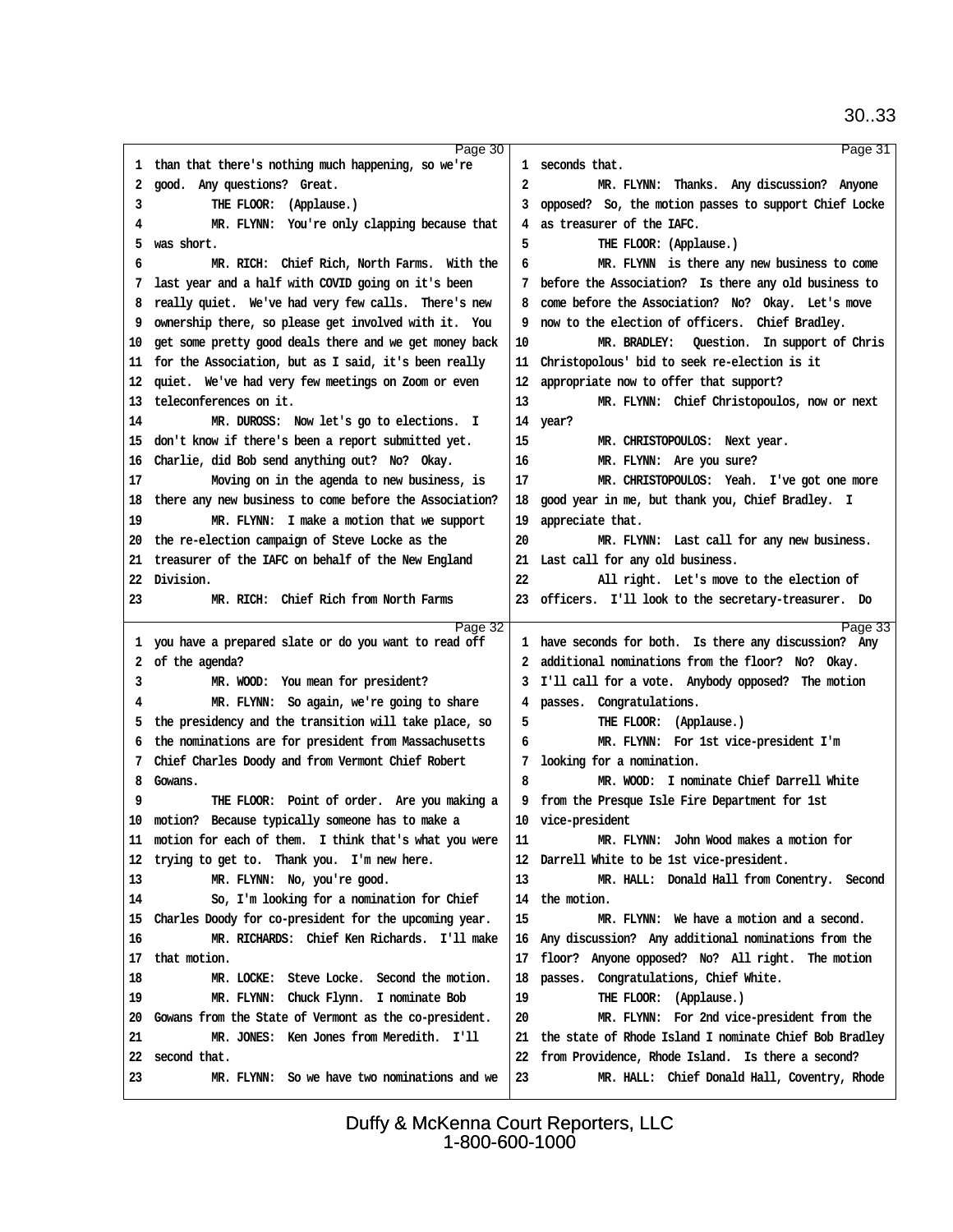Page 30

1 than that there's nothing much happening, so we're
2 good. Any questions? Great.
3 THE FLOOR: (Applause.)
4 MR. FLYNN: You're only clapping because that
5 was short.
6 MR. RICH: Chief Rich, North Farms. With the
7 last year and a half with COVID going on it's been
8 really quiet. We've had very few calls. There's new
9 ownership there, so please get involved with it. You
10 get some pretty good deals there and we get money back
11 for the Association, but as I said, it's been really
12 quiet. We've had very few meetings on Zoom or even
13 teleconferences on it.
14 MR. DUROSS: Now let's go to elections. I
15 don't know if there's been a report submitted yet.
16 Charlie, did Bob send anything out? No? Okay.
17 Moving on in the agenda to new business, is
18 there any new business to come before the Association?
19 MR. FLYNN: I make a motion that we support
20 the re-election campaign of Steve Locke as the
21 treasurer of the IAFC on behalf of the New England
22 Division.
23 MR. RICH: Chief Rich from North Farms

Page 31

1 seconds that.
2 MR. FLYNN: Thanks. Any discussion? Anyone
3 opposed? So, the motion passes to support Chief Locke
4 as treasurer of the IAFC.
5 THE FLOOR: (Applause.)
6 MR. FLYNN is there any new business to come
7 before the Association? Is there any old business to
8 come before the Association? No? Okay. Let's move
9 now to the election of officers. Chief Bradley.
10 MR. BRADLEY: Question. In support of Chris
11 Christopolous' bid to seek re-election is it
12 appropriate now to offer that support?
13 MR. FLYNN: Chief Christopoulos, now or next
14 year?
15 MR. CHRISTOPOULOS: Next year.
16 MR. FLYNN: Are you sure?
17 MR. CHRISTOPOULOS: Yeah. I've got one more
18 good year in me, but thank you, Chief Bradley. I
19 appreciate that.
20 MR. FLYNN: Last call for any new business.
21 Last call for any old business.
22 All right. Let's move to the election of
23 officers. I'll look to the secretary-treasurer. Do

Page 32

1 you have a prepared slate or do you want to read off
2 of the agenda?
3 MR. WOOD: You mean for president?
4 MR. FLYNN: So again, we're going to share
5 the presidency and the transition will take place, so
6 the nominations are for president from Massachusetts
7 Chief Charles Doody and from Vermont Chief Robert
8 Gowans.
9 THE FLOOR: Point of order. Are you making a
10 motion? Because typically someone has to make a
11 motion for each of them. I think that's what you were
12 trying to get to. Thank you. I'm new here.
13 MR. FLYNN: No, you're good.
14 So, I'm looking for a nomination for Chief
15 Charles Doody for co-president for the upcoming year.
16 MR. RICHARDS: Chief Ken Richards. I'll make
17 that motion.
18 MR. LOCKE: Steve Locke. Second the motion.
19 MR. FLYNN: Chuck Flynn. I nominate Bob
20 Gowans from the State of Vermont as the co-president.
21 MR. JONES: Ken Jones from Meredith. I'll
22 second that.
23 MR. FLYNN: So we have two nominations and we

Page 33

1 have seconds for both. Is there any discussion? Any
2 additional nominations from the floor? No? Okay.
3 I'll call for a vote. Anybody opposed? The motion
4 passes. Congratulations.
5 THE FLOOR: (Applause.)
6 MR. FLYNN: For 1st vice-president I'm
7 looking for a nomination.
8 MR. WOOD: I nominate Chief Darrell White
9 from the Presque Isle Fire Department for 1st
10 vice-president
11 MR. FLYNN: John Wood makes a motion for
12 Darrell White to be 1st vice-president.
13 MR. HALL: Donald Hall from Conentry. Second
14 the motion.
15 MR. FLYNN: We have a motion and a second.
16 Any discussion? Any additional nominations from the
17 floor? Anyone opposed? No? All right. The motion
18 passes. Congratulations, Chief White.
19 THE FLOOR: (Applause.)
20 MR. FLYNN: For 2nd vice-president from the
21 the state of Rhode Island I nominate Chief Bob Bradley
22 from Providence, Rhode Island. Is there a second?
23 MR. HALL: Chief Donald Hall, Coventry, Rhode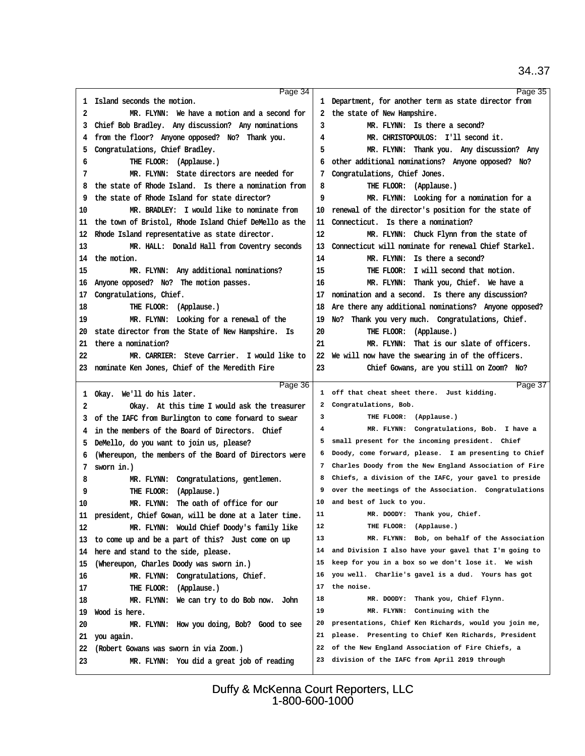**Page 34**

1 Island seconds the motion.
2 MR. FLYNN: We have a motion and a second for
3 Chief Bob Bradley. Any discussion? Any nominations
4 from the floor? Anyone opposed? No? Thank you.
5 Congratulations, Chief Bradley.
6 THE FLOOR: (Applause.)
7 MR. FLYNN: State directors are needed for
8 the state of Rhode Island. Is there a nomination from
9 the state of Rhode Island for state director?
10 MR. BRADLEY: I would like to nominate from
11 the town of Bristol, Rhode Island Chief DeMello as the
12 Rhode Island representative as state director.
13 MR. HALL: Donald Hall from Coventry seconds
14 the motion.
15 MR. FLYNN: Any additional nominations?
16 Anyone opposed? No? The motion passes.
17 Congratulations, Chief.
18 THE FLOOR: (Applause.)
19 MR. FLYNN: Looking for a renewal of the
20 state director from the State of New Hampshire. Is
21 there a nomination?
22 MR. CARRIER: Steve Carrier. I would like to
23 nominate Ken Jones, Chief of the Meredith Fire

**Page 35**

1 Department, for another term as state director from
2 the state of New Hampshire.
3 MR. FLYNN: Is there a second?
4 MR. CHRISTOPOULOS: I'll second it.
5 MR. FLYNN: Thank you. Any discussion? Any
6 other additional nominations? Anyone opposed? No?
7 Congratulations, Chief Jones.
8 THE FLOOR: (Applause.)
9 MR. FLYNN: Looking for a nomination for a
10 renewal of the director's position for the state of
11 Connecticut. Is there a nomination?
12 MR. FLYNN: Chuck Flynn from the state of
13 Connecticut will nominate for renewal Chief Starkel.
14 MR. FLYNN: Is there a second?
15 THE FLOOR: I will second that motion.
16 MR. FLYNN: Thank you, Chief. We have a
17 nomination and a second. Is there any discussion?
18 Are there any additional nominations? Anyone opposed?
19 No? Thank you very much. Congratulations, Chief.
20 THE FLOOR: (Applause.)
21 MR. FLYNN: That is our slate of officers.
22 We will now have the swearing in of the officers.
23 Chief Gowans, are you still on Zoom? No?

**Page 36**

1 Okay. We'll do his later.
2 Okay. At this time I would ask the treasurer
3 of the IAFC from Burlington to come forward to swear
4 in the members of the Board of Directors. Chief
5 DeMello, do you want to join us, please?
6 (Whereupon, the members of the Board of Directors were
7 sworn in.)
8 MR. FLYNN: Congratulations, gentlemen.
9 THE FLOOR: (Applause.)
10 MR. FLYNN: The oath of office for our
11 president, Chief Gowan, will be done at a later time.
12 MR. FLYNN: Would Chief Doody's family like
13 to come up and be a part of this? Just come on up
14 here and stand to the side, please.
15 (Whereupon, Charles Doody was sworn in.)
16 MR. FLYNN: Congratulations, Chief.
17 THE FLOOR: (Applause.)
18 MR. FLYNN: We can try to do Bob now. John
19 Wood is here.
20 MR. FLYNN: How you doing, Bob? Good to see
21 you again.
22 (Robert Gowans was sworn in via Zoom.)
23 MR. FLYNN: You did a great job of reading

**Page 37**

1 off that cheat sheet there. Just kidding.
2 Congratulations, Bob.
3 THE FLOOR: (Applause.)
4 MR. FLYNN: Congratulations, Bob. I have a
5 small present for the incoming president. Chief
6 Doody, come forward, please. I am presenting to Chief
7 Charles Doody from the New England Association of Fire
8 Chiefs, a division of the IAFC, your gavel to preside
9 over the meetings of the Association. Congratulations
10 and best of luck to you.
11 MR. DOODY: Thank you, Chief.
12 THE FLOOR: (Applause.)
13 MR. FLYNN: Bob, on behalf of the Association
14 and Division I also have your gavel that I'm going to
15 keep for you in a box so we don't lose it. We wish
16 you well. Charlie's gavel is a dud. Yours has got
17 the noise.
18 MR. DOODY: Thank you, Chief Flynn.
19 MR. FLYNN: Continuing with the
20 presentations, Chief Ken Richards, would you join me,
21 please. Presenting to Chief Ken Richards, President
22 of the New England Association of Fire Chiefs, a
23 division of the IAFC from April 2019 through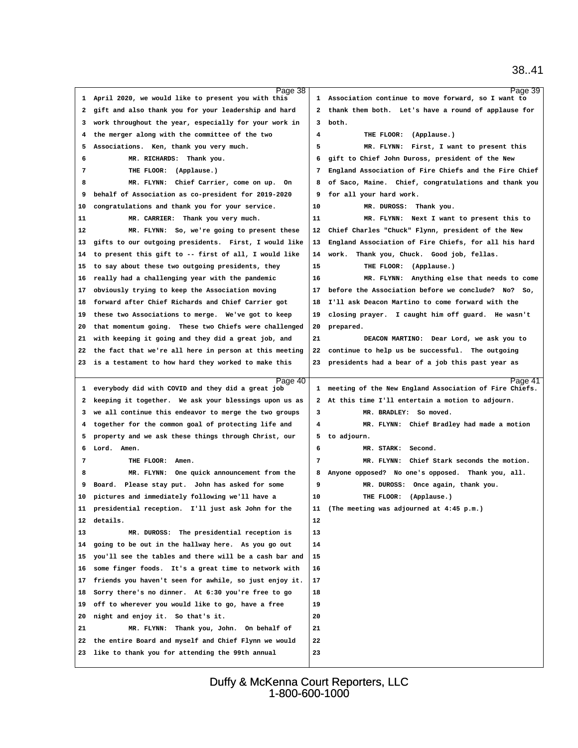Page 38

1 April 2020, we would like to present you with this
2 gift and also thank you for your leadership and hard
3 work throughout the year, especially for your work in
4 the merger along with the committee of the two
5 Associations. Ken, thank you very much.
6 MR. RICHARDS: Thank you.
7 THE FLOOR: (Applause.)
8 MR. FLYNN: Chief Carrier, come on up. On
9 behalf of Association as co-president for 2019-2020
10 congratulations and thank you for your service.
11 MR. CARRIER: Thank you very much.
12 MR. FLYNN: So, we're going to present these
13 gifts to our outgoing presidents. First, I would like
14 to present this gift to -- first of all, I would like
15 to say about these two outgoing presidents, they
16 really had a challenging year with the pandemic
17 obviously trying to keep the Association moving
18 forward after Chief Richards and Chief Carrier got
19 these two Associations to merge. We've got to keep
20 that momentum going. These two Chiefs were challenged
21 with keeping it going and they did a great job, and
22 the fact that we're all here in person at this meeting
23 is a testament to how hard they worked to make this

Page 39

1 Association continue to move forward, so I want to
2 thank them both. Let's have a round of applause for
3 both.
4 THE FLOOR: (Applause.)
5 MR. FLYNN: First, I want to present this
6 gift to Chief John Duross, president of the New
7 England Association of Fire Chiefs and the Fire Chief
8 of Saco, Maine. Chief, congratulations and thank you
9 for all your hard work.
10 MR. DUROSS: Thank you.
11 MR. FLYNN: Next I want to present this to
12 Chief Charles "Chuck" Flynn, president of the New
13 England Association of Fire Chiefs, for all his hard
14 work. Thank you, Chuck. Good job, fellas.
15 THE FLOOR: (Applause.)
16 MR. FLYNN: Anything else that needs to come
17 before the Association before we conclude? No? So,
18 I'll ask Deacon Martino to come forward with the
19 closing prayer. I caught him off guard. He wasn't
20 prepared.
21 DEACON MARTINO: Dear Lord, we ask you to
22 continue to help us be successful. The outgoing
23 presidents had a bear of a job this past year as

Page 40

1 everybody did with COVID and they did a great job
2 keeping it together. We ask your blessings upon us as
3 we all continue this endeavor to merge the two groups
4 together for the common goal of protecting life and
5 property and we ask these things through Christ, our
6 Lord. Amen.
7 THE FLOOR: Amen.
8 MR. FLYNN: One quick announcement from the
9 Board. Please stay put. John has asked for some
10 pictures and immediately following we'll have a
11 presidential reception. I'll just ask John for the
12 details.
13 MR. DUROSS: The presidential reception is
14 going to be out in the hallway here. As you go out
15 you'll see the tables and there will be a cash bar and
16 some finger foods. It's a great time to network with
17 friends you haven't seen for awhile, so just enjoy it.
18 Sorry there's no dinner. At 6:30 you're free to go
19 off to wherever you would like to go, have a free
20 night and enjoy it. So that's it.
21 MR. FLYNN: Thank you, John. On behalf of
22 the entire Board and myself and Chief Flynn we would
23 like to thank you for attending the 99th annual

Page 41

1 meeting of the New England Association of Fire Chiefs.
2 At this time I'll entertain a motion to adjourn.
3 MR. BRADLEY: So moved.
4 MR. FLYNN: Chief Bradley had made a motion
5 to adjourn.
6 MR. STARK: Second.
7 MR. FLYNN: Chief Stark seconds the motion.
8 Anyone opposed? No one's opposed. Thank you, all.
9 MR. DUROSS: Once again, thank you.
10 THE FLOOR: (Applause.)
11 (The meeting was adjourned at 4:45 p.m.)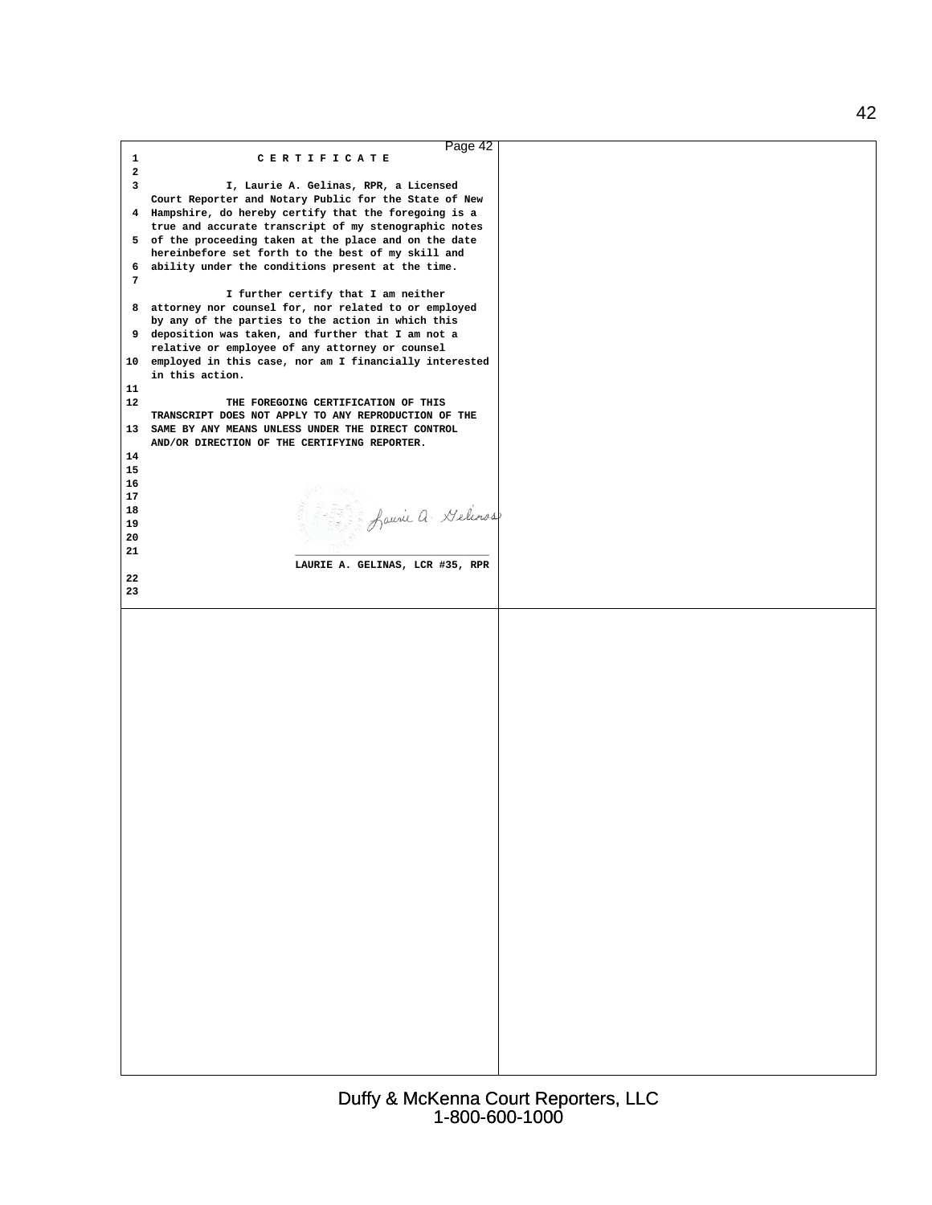# C E R T I F I C A T E

I, Laurie A. Gelinas, RPR, a Licensed Court Reporter and Notary Public for the State of New Hampshire, do hereby certify that the foregoing is a true and accurate transcript of my stenographic notes of the proceeding taken at the place and on the date hereinbefore set forth to the best of my skill and ability under the conditions present at the time.

I further certify that I am neither attorney nor counsel for, nor related to or employed by any of the parties to the action in which this deposition was taken, and further that I am not a relative or employee of any attorney or counsel employed in this case, nor am I financially interested in this action.

THE FOREGOING CERTIFICATION OF THIS TRANSCRIPT DOES NOT APPLY TO ANY REPRODUCTION OF THE SAME BY ANY MEANS UNLESS UNDER THE DIRECT CONTROL AND/OR DIRECTION OF THE CERTIFYING REPORTER.

Laurie A. Gelinas

LAURIE A. GELINAS, LCR #35, RPR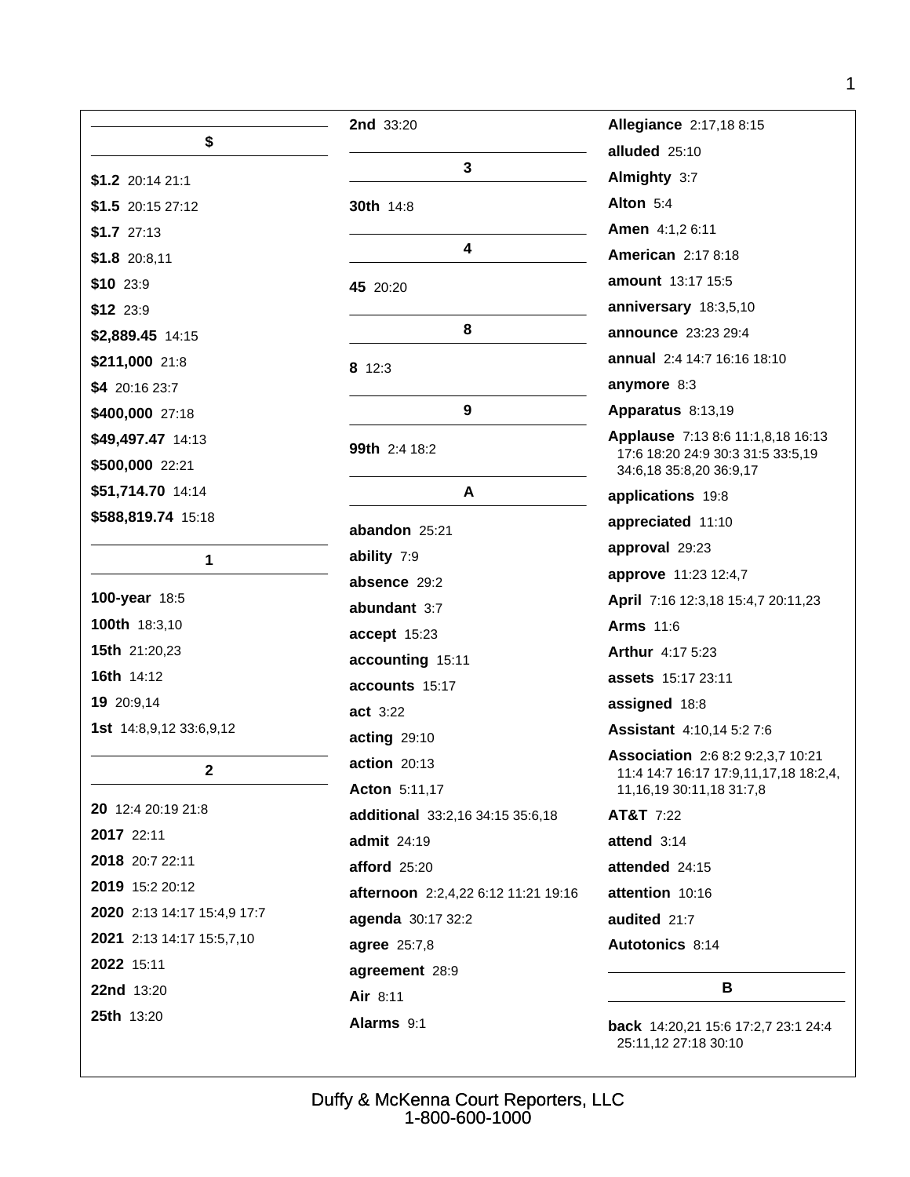## $

**$1.2** 20:14 21:1

**$1.5** 20:15 27:12

**$1.7** 27:13

**$1.8** 20:8,11

**$10** 23:9

**$12** 23:9

**$2,889.45** 14:15

**$211,000** 21:8

**$4** 20:16 23:7

**$400,000** 27:18

**$49,497.47** 14:13

**$500,000** 22:21

**$51,714.70** 14:14

**$588,819.74** 15:18

## 1

**100-year** 18:5

**100th** 18:3,10

**15th** 21:20,23

**16th** 14:12

**19** 20:9,14

**1st** 14:8,9,12 33:6,9,12

## 2

**20** 12:4 20:19 21:8

**2017** 22:11

**2018** 20:7 22:11

**2019** 15:2 20:12

**2020** 2:13 14:17 15:4,9 17:7

**2021** 2:13 14:17 15:5,7,10

**2022** 15:11

**22nd** 13:20

**25th** 13:20

**2nd** 33:20

## 3

**30th** 14:8

## 4

**45** 20:20

## 8

**8** 12:3

## 9

**99th** 2:4 18:2

## A

**abandon** 25:21

**ability** 7:9

**absence** 29:2

**abundant** 3:7

**accept** 15:23

**accounting** 15:11

**accounts** 15:17

**act** 3:22

**acting** 29:10

**action** 20:13

**Acton** 5:11,17

**additional** 33:2,16 34:15 35:6,18

**admit** 24:19

**afford** 25:20

**afternoon** 2:2,4,22 6:12 11:21 19:16

**agenda** 30:17 32:2

**agree** 25:7,8

**agreement** 28:9

**Air** 8:11

**Alarms** 9:1

**Allegiance** 2:17,18 8:15

**alluded** 25:10

**Almighty** 3:7

**Alton** 5:4

**Amen** 4:1,2 6:11

**American** 2:17 8:18

**amount** 13:17 15:5

**anniversary** 18:3,5,10

**announce** 23:23 29:4

**annual** 2:4 14:7 16:16 18:10

**anymore** 8:3

**Apparatus** 8:13,19

**Applause** 7:13 8:6 11:1,8,18 16:13 17:6 18:20 24:9 30:3 31:5 33:5,19 34:6,18 35:8,20 36:9,17

**applications** 19:8

**appreciated** 11:10

**approval** 29:23

**approve** 11:23 12:4,7

**April** 7:16 12:3,18 15:4,7 20:11,23

**Arms** 11:6

**Arthur** 4:17 5:23

**assets** 15:17 23:11

**assigned** 18:8

**Assistant** 4:10,14 5:2 7:6

**Association** 2:6 8:2 9:2,3,7 10:21 11:4 14:7 16:17 17:9,11,17,18 18:2,4, 11,16,19 30:11,18 31:7,8

**AT&T** 7:22

**attend** 3:14

**attended** 24:15

**attention** 10:16

**audited** 21:7

**Autotonics** 8:14

## B

**back** 14:20,21 15:6 17:2,7 23:1 24:4 25:11,12 27:18 30:10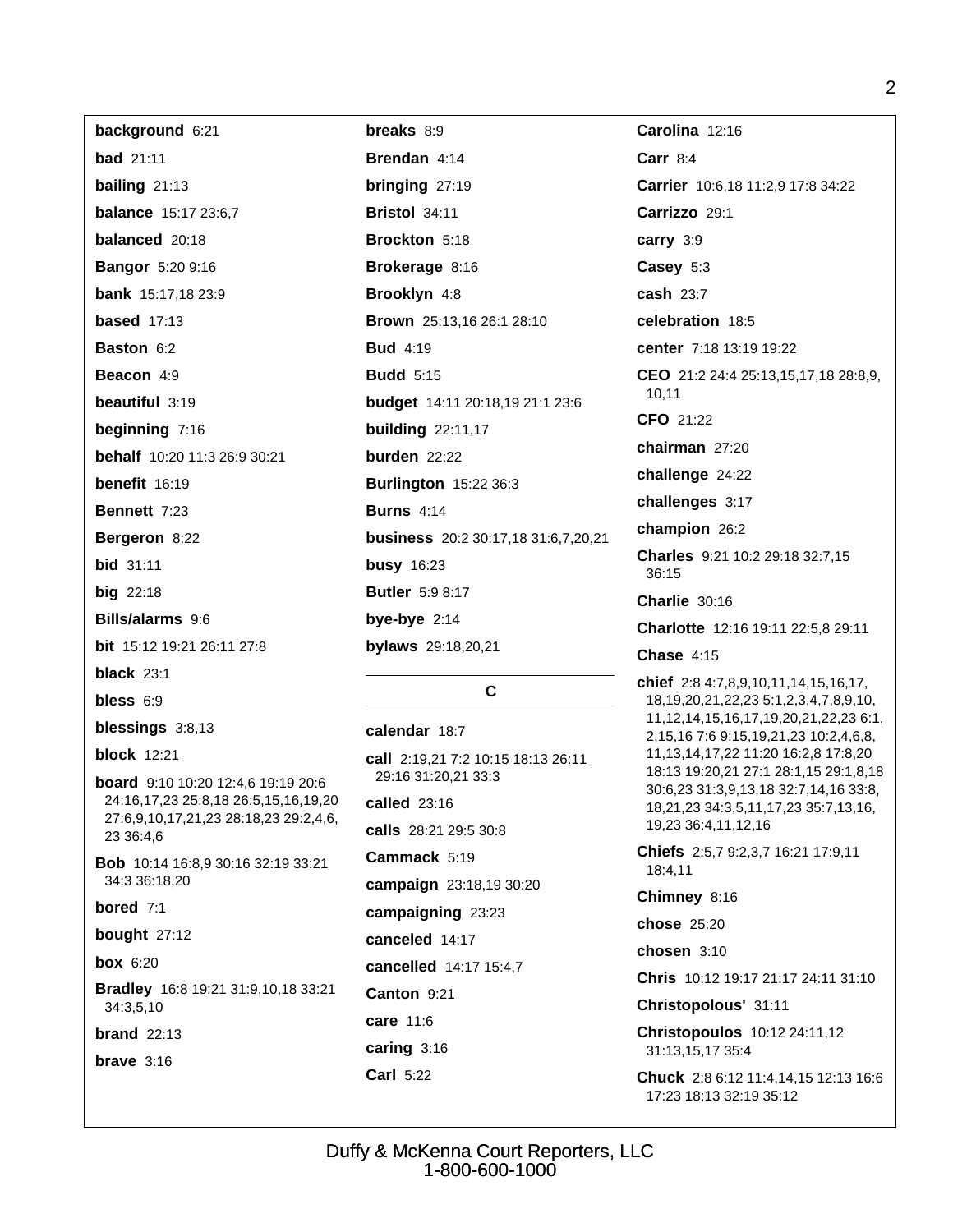**background** 6:21

**bad** 21:11

**bailing** 21:13

**balance** 15:17 23:6,7

**balanced** 20:18

**Bangor** 5:20 9:16

**bank** 15:17,18 23:9

**based** 17:13

**Baston** 6:2

**Beacon** 4:9

**beautiful** 3:19

**beginning** 7:16

**behalf** 10:20 11:3 26:9 30:21

**benefit** 16:19

**Bennett** 7:23

**Bergeron** 8:22

**bid** 31:11

**big** 22:18

**Bills/alarms** 9:6

**bit** 15:12 19:21 26:11 27:8

**black** 23:1

**bless** 6:9

**blessings** 3:8,13

**block** 12:21

**board** 9:10 10:20 12:4,6 19:19 20:6 24:16,17,23 25:8,18 26:5,15,16,19,20 27:6,9,10,17,21,23 28:18,23 29:2,4,6, 23 36:4,6

**Bob** 10:14 16:8,9 30:16 32:19 33:21 34:3 36:18,20

**bored** 7:1

**bought** 27:12

**box** 6:20

**Bradley** 16:8 19:21 31:9,10,18 33:21 34:3,5,10

**brand** 22:13

**brave** 3:16

**breaks** 8:9

**Brendan** 4:14

**bringing** 27:19

**Bristol** 34:11

**Brockton** 5:18

**Brokerage** 8:16

**Brooklyn** 4:8

**Brown** 25:13,16 26:1 28:10

**Bud** 4:19

**Budd** 5:15

**budget** 14:11 20:18,19 21:1 23:6

**building** 22:11,17

**burden** 22:22

**Burlington** 15:22 36:3

**Burns** 4:14

**business** 20:2 30:17,18 31:6,7,20,21

**busy** 16:23

**Butler** 5:9 8:17

**bye-bye** 2:14

**bylaws** 29:18,20,21

## C

**calendar** 18:7

**call** 2:19,21 7:2 10:15 18:13 26:11 29:16 31:20,21 33:3

**called** 23:16

**calls** 28:21 29:5 30:8

**Cammack** 5:19

**campaign** 23:18,19 30:20

**campaigning** 23:23

**canceled** 14:17

**cancelled** 14:17 15:4,7

**Canton** 9:21

**care** 11:6

**caring** 3:16

**Carl** 5:22

**Carolina** 12:16

**Carr** 8:4

**Carrier** 10:6,18 11:2,9 17:8 34:22

**Carrizzo** 29:1

**carry** 3:9

**Casey** 5:3

**cash** 23:7

**celebration** 18:5

**center** 7:18 13:19 19:22

**CEO** 21:2 24:4 25:13,15,17,18 28:8,9, 10,11

**CFO** 21:22

**chairman** 27:20

**challenge** 24:22

**challenges** 3:17

**champion** 26:2

**Charles** 9:21 10:2 29:18 32:7,15 36:15

**Charlie** 30:16

**Charlotte** 12:16 19:11 22:5,8 29:11

**Chase** 4:15

**chief** 2:8 4:7,8,9,10,11,14,15,16,17, 18,19,20,21,22,23 5:1,2,3,4,7,8,9,10, 11,12,14,15,16,17,19,20,21,22,23 6:1, 2,15,16 7:6 9:15,19,21,23 10:2,4,6,8, 11,13,14,17,22 11:20 16:2,8 17:8,20 18:13 19:20,21 27:1 28:1,15 29:1,8,18 30:6,23 31:3,9,13,18 32:7,14,16 33:8, 18,21,23 34:3,5,11,17,23 35:7,13,16, 19,23 36:4,11,12,16

**Chiefs** 2:5,7 9:2,3,7 16:21 17:9,11 18:4,11

**Chimney** 8:16

**chose** 25:20

**chosen** 3:10

**Chris** 10:12 19:17 21:17 24:11 31:10

**Christopolous'** 31:11

**Christopoulos** 10:12 24:11,12 31:13,15,17 35:4

**Chuck** 2:8 6:12 11:4,14,15 12:13 16:6 17:23 18:13 32:19 35:12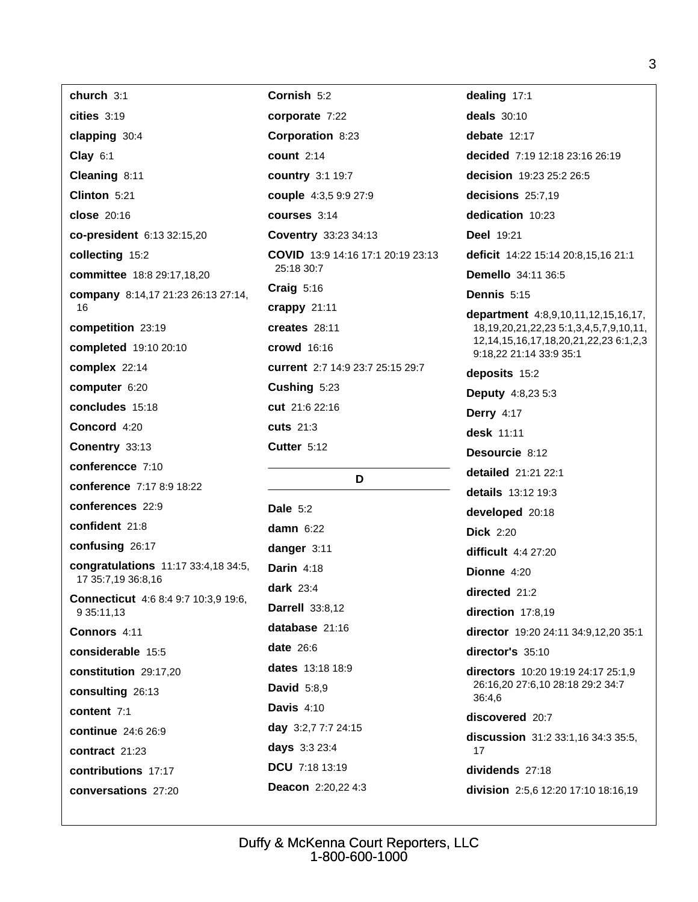**church** 3:1

**cities** 3:19

**clapping** 30:4

**Clay** 6:1

**Cleaning** 8:11

**Clinton** 5:21

**close** 20:16

**co-president** 6:13 32:15,20

**collecting** 15:2

**committee** 18:8 29:17,18,20

**company** 8:14,17 21:23 26:13 27:14, 16

**competition** 23:19

**completed** 19:10 20:10

**complex** 22:14

**computer** 6:20

**concludes** 15:18

**Concord** 4:20

**Conentry** 33:13

**conferencce** 7:10

**conference** 7:17 8:9 18:22

**conferences** 22:9

**confident** 21:8

**confusing** 26:17

**congratulations** 11:17 33:4,18 34:5, 17 35:7,19 36:8,16

**Connecticut** 4:6 8:4 9:7 10:3,9 19:6, 9 35:11,13

**Connors** 4:11

**considerable** 15:5

**constitution** 29:17,20

**consulting** 26:13

**content** 7:1

**continue** 24:6 26:9

**contract** 21:23

**contributions** 17:17

**conversations** 27:20

**Cornish** 5:2

**corporate** 7:22

**Corporation** 8:23

**count** 2:14

**country** 3:1 19:7

**couple** 4:3,5 9:9 27:9

**courses** 3:14

**Coventry** 33:23 34:13

**COVID** 13:9 14:16 17:1 20:19 23:13 25:18 30:7

**Craig** 5:16

**crappy** 21:11

**creates** 28:11

**crowd** 16:16

**current** 2:7 14:9 23:7 25:15 29:7

**Cushing** 5:23

**cut** 21:6 22:16

**cuts** 21:3

**Cutter** 5:12

## D

**Dale** 5:2

**damn** 6:22

**danger** 3:11

**Darin** 4:18

**dark** 23:4

**Darrell** 33:8,12

**database** 21:16

**date** 26:6

**dates** 13:18 18:9

**David** 5:8,9

**Davis** 4:10

**day** 3:2,7 7:7 24:15

**days** 3:3 23:4

**DCU** 7:18 13:19

**Deacon** 2:20,22 4:3

**dealing** 17:1

**deals** 30:10

**debate** 12:17

**decided** 7:19 12:18 23:16 26:19

**decision** 19:23 25:2 26:5

**decisions** 25:7,19

**dedication** 10:23

**Deel** 19:21

**deficit** 14:22 15:14 20:8,15,16 21:1

**Demello** 34:11 36:5

**Dennis** 5:15

**department** 4:8,9,10,11,12,15,16,17, 18,19,20,21,22,23 5:1,3,4,5,7,9,10,11, 12,14,15,16,17,18,20,21,22,23 6:1,2,3 9:18,22 21:14 33:9 35:1

**deposits** 15:2

**Deputy** 4:8,23 5:3

**Derry** 4:17

**desk** 11:11

**Desourcie** 8:12

**detailed** 21:21 22:1

**details** 13:12 19:3

**developed** 20:18

**Dick** 2:20

**difficult** 4:4 27:20

**Dionne** 4:20

**directed** 21:2

**direction** 17:8,19

**director** 19:20 24:11 34:9,12,20 35:1

**director's** 35:10

**directors** 10:20 19:19 24:17 25:1,9 26:16,20 27:6,10 28:18 29:2 34:7 36:4,6

**discovered** 20:7

**discussion** 31:2 33:1,16 34:3 35:5, 17

**dividends** 27:18

**division** 2:5,6 12:20 17:10 18:16,19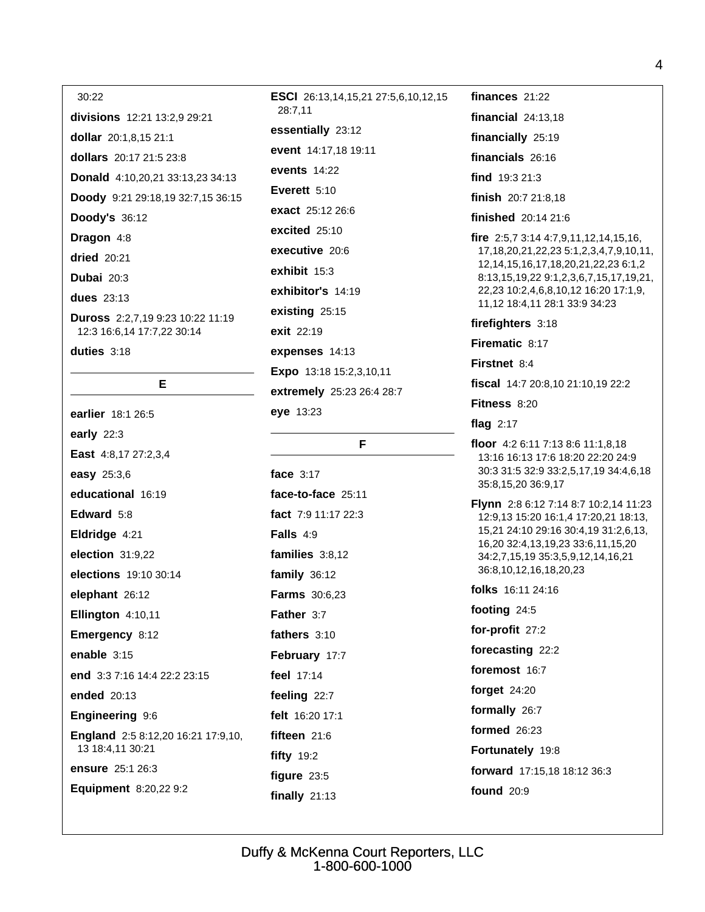30:22

**divisions** 12:21 13:2,9 29:21

**dollar** 20:1,8,15 21:1

**dollars** 20:17 21:5 23:8

**Donald** 4:10,20,21 33:13,23 34:13

**Doody** 9:21 29:18,19 32:7,15 36:15

**Doody's** 36:12

**Dragon** 4:8

**dried** 20:21

**Dubai** 20:3

**dues** 23:13

**Duross** 2:2,7,19 9:23 10:22 11:19 12:3 16:6,14 17:7,22 30:14

**duties** 3:18

## E

**earlier** 18:1 26:5

**early** 22:3

**East** 4:8,17 27:2,3,4

**easy** 25:3,6

**educational** 16:19

**Edward** 5:8

**Eldridge** 4:21

**election** 31:9,22

**elections** 19:10 30:14

**elephant** 26:12

**Ellington** 4:10,11

**Emergency** 8:12

**enable** 3:15

**end** 3:3 7:16 14:4 22:2 23:15

**ended** 20:13

**Engineering** 9:6

**England** 2:5 8:12,20 16:21 17:9,10, 13 18:4,11 30:21

**ensure** 25:1 26:3

**Equipment** 8:20,22 9:2

**ESCI** 26:13,14,15,21 27:5,6,10,12,15 28:7,11

**essentially** 23:12

**event** 14:17,18 19:11

**events** 14:22

**Everett** 5:10

**exact** 25:12 26:6

**excited** 25:10

**executive** 20:6

**exhibit** 15:3

**exhibitor's** 14:19

**existing** 25:15

**exit** 22:19

**expenses** 14:13

**Expo** 13:18 15:2,3,10,11

**extremely** 25:23 26:4 28:7

**eye** 13:23

## F

**face** 3:17

**face-to-face** 25:11

**fact** 7:9 11:17 22:3

**Falls** 4:9

**families** 3:8,12

**family** 36:12

**Farms** 30:6,23

**Father** 3:7

**fathers** 3:10

**February** 17:7

**feel** 17:14

**feeling** 22:7

**felt** 16:20 17:1

**fifteen** 21:6

**fifty** 19:2

**figure** 23:5

**finally** 21:13

**finances** 21:22

**financial** 24:13,18

**financially** 25:19

**financials** 26:16

**find** 19:3 21:3

**finish** 20:7 21:8,18

**finished** 20:14 21:6

**fire** 2:5,7 3:14 4:7,9,11,12,14,15,16, 17,18,20,21,22,23 5:1,2,3,4,7,9,10,11, 12,14,15,16,17,18,20,21,22,23 6:1,2 8:13,15,19,22 9:1,2,3,6,7,15,17,19,21, 22,23 10:2,4,6,8,10,12 16:20 17:1,9, 11,12 18:4,11 28:1 33:9 34:23

**firefighters** 3:18

**Firematic** 8:17

**Firstnet** 8:4

**fiscal** 14:7 20:8,10 21:10,19 22:2

**Fitness** 8:20

**flag** 2:17

**floor** 4:2 6:11 7:13 8:6 11:1,8,18 13:16 16:13 17:6 18:20 22:20 24:9 30:3 31:5 32:9 33:2,5,17,19 34:4,6,18 35:8,15,20 36:9,17

**Flynn** 2:8 6:12 7:14 8:7 10:2,14 11:23 12:9,13 15:20 16:1,4 17:20,21 18:13, 15,21 24:10 29:16 30:4,19 31:2,6,13, 16,20 32:4,13,19,23 33:6,11,15,20 34:2,7,15,19 35:3,5,9,12,14,16,21 36:8,10,12,16,18,20,23

**folks** 16:11 24:16

**footing** 24:5

**for-profit** 27:2

**forecasting** 22:2

**foremost** 16:7

**forget** 24:20

**formally** 26:7

**formed** 26:23

**Fortunately** 19:8

**forward** 17:15,18 18:12 36:3

**found** 20:9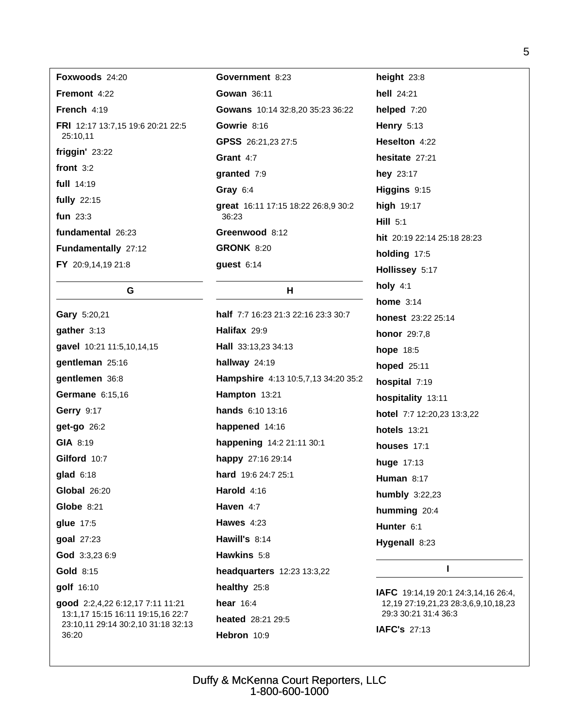**Foxwoods** 24:20

**Fremont** 4:22

**French** 4:19

**FRI** 12:17 13:7,15 19:6 20:21 22:5 25:10,11

**friggin'** 23:22

**front** 3:2

**full** 14:19

**fully** 22:15

**fun** 23:3

**fundamental** 26:23

**Fundamentally** 27:12

**FY** 20:9,14,19 21:8

## G

**Gary** 5:20,21

**gather** 3:13

**gavel** 10:21 11:5,10,14,15

**gentleman** 25:16

**gentlemen** 36:8

**Germane** 6:15,16

**Gerry** 9:17

**get-go** 26:2

**GIA** 8:19

**Gilford** 10:7

**glad** 6:18

**Global** 26:20

**Globe** 8:21

**glue** 17:5

**goal** 27:23

**God** 3:3,23 6:9

**Gold** 8:15

**golf** 16:10

**good** 2:2,4,22 6:12,17 7:11 11:21 13:1,17 15:15 16:11 19:15,16 22:7 23:10,11 29:14 30:2,10 31:18 32:13 36:20

**Government** 8:23

**Gowan** 36:11

**Gowans** 10:14 32:8,20 35:23 36:22

**Gowrie** 8:16

**GPSS** 26:21,23 27:5

**Grant** 4:7

**granted** 7:9

**Gray** 6:4

**great** 16:11 17:15 18:22 26:8,9 30:2 36:23

**Greenwood** 8:12

**GRONK** 8:20

**guest** 6:14

## H

**half** 7:7 16:23 21:3 22:16 23:3 30:7

**Halifax** 29:9

**Hall** 33:13,23 34:13

**hallway** 24:19

**Hampshire** 4:13 10:5,7,13 34:20 35:2

**Hampton** 13:21

**hands** 6:10 13:16

**happened** 14:16

**happening** 14:2 21:11 30:1

**happy** 27:16 29:14

**hard** 19:6 24:7 25:1

**Harold** 4:16

**Haven** 4:7

**Hawes** 4:23

**Hawill's** 8:14

**Hawkins** 5:8

**headquarters** 12:23 13:3,22

**healthy** 25:8

**hear** 16:4

**heated** 28:21 29:5

**Hebron** 10:9

**height** 23:8

**hell** 24:21

**helped** 7:20

**Henry** 5:13

**Heselton** 4:22

**hesitate** 27:21

**hey** 23:17

**Higgins** 9:15

**high** 19:17

**Hill** 5:1

**hit** 20:19 22:14 25:18 28:23

**holding** 17:5

**Hollissey** 5:17

**holy** 4:1

**home** 3:14

**honest** 23:22 25:14

**honor** 29:7,8

**hope** 18:5

**hoped** 25:11

**hospital** 7:19

**hospitality** 13:11

**hotel** 7:7 12:20,23 13:3,22

**hotels** 13:21

**houses** 17:1

**huge** 17:13

**Human** 8:17

**humbly** 3:22,23

**humming** 20:4

**Hunter** 6:1

**Hygenall** 8:23

## I

**IAFC** 19:14,19 20:1 24:3,14,16 26:4,12,19 27:19,21,23 28:3,6,9,10,18,23 29:3 30:21 31:4 36:3

**IAFC's** 27:13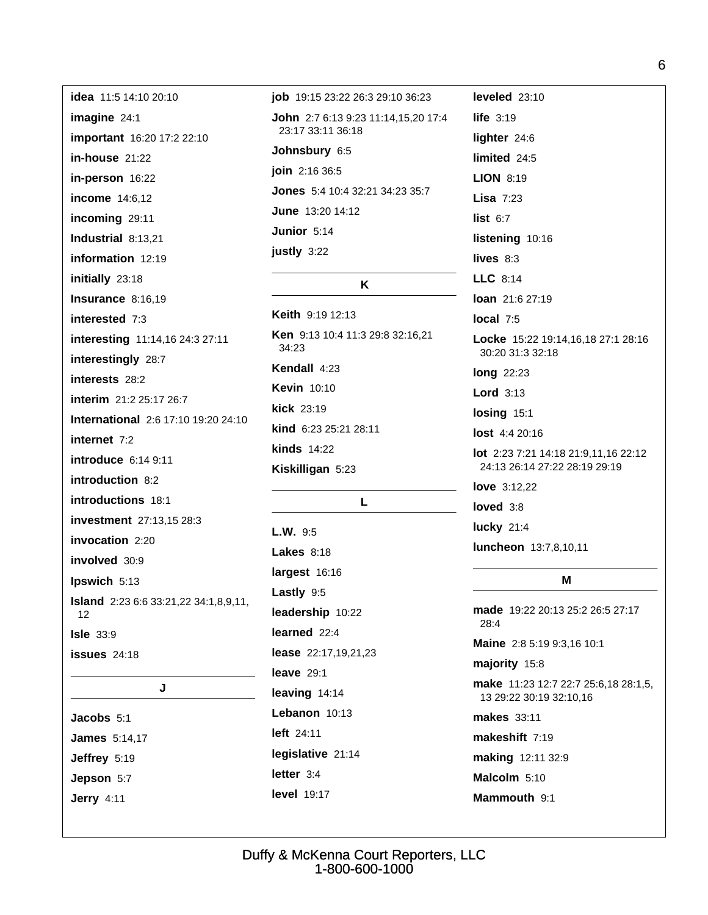**idea** 11:5 14:10 20:10

**imagine** 24:1

**important** 16:20 17:2 22:10

**in-house** 21:22

**in-person** 16:22

**income** 14:6,12

**incoming** 29:11

**Industrial** 8:13,21

**information** 12:19

**initially** 23:18

**Insurance** 8:16,19

**interested** 7:3

**interesting** 11:14,16 24:3 27:11

**interestingly** 28:7

**interests** 28:2

**interim** 21:2 25:17 26:7

**International** 2:6 17:10 19:20 24:10

**internet** 7:2

**introduce** 6:14 9:11

**introduction** 8:2

**introductions** 18:1

**investment** 27:13,15 28:3

**invocation** 2:20

**involved** 30:9

**Ipswich** 5:13

**Island** 2:23 6:6 33:21,22 34:1,8,9,11, 12

**Isle** 33:9

**issues** 24:18

---

**J**

---

**Jacobs** 5:1

**James** 5:14,17

**Jeffrey** 5:19

**Jepson** 5:7

**Jerry** 4:11

**job** 19:15 23:22 26:3 29:10 36:23

**John** 2:7 6:13 9:23 11:14,15,20 17:4 23:17 33:11 36:18

**Johnsbury** 6:5

**join** 2:16 36:5

**Jones** 5:4 10:4 32:21 34:23 35:7

**June** 13:20 14:12

**Junior** 5:14

**justly** 3:22

---

**K**

---

**Keith** 9:19 12:13

**Ken** 9:13 10:4 11:3 29:8 32:16,21 34:23

**Kendall** 4:23

**Kevin** 10:10

**kick** 23:19

**kind** 6:23 25:21 28:11

**kinds** 14:22

**Kiskilligan** 5:23

---

**L**

---

**L.W.** 9:5

**Lakes** 8:18

**largest** 16:16

**Lastly** 9:5

**leadership** 10:22

**learned** 22:4

**lease** 22:17,19,21,23

**leave** 29:1

**leaving** 14:14

**Lebanon** 10:13

**left** 24:11

**legislative** 21:14

**letter** 3:4

**level** 19:17

**leveled** 23:10

**life** 3:19

**lighter** 24:6

**limited** 24:5

**LION** 8:19

**Lisa** 7:23

**list** 6:7

**listening** 10:16

**lives** 8:3

**LLC** 8:14

**loan** 21:6 27:19

**local** 7:5

**Locke** 15:22 19:14,16,18 27:1 28:16 30:20 31:3 32:18

**long** 22:23

**Lord** 3:13

**losing** 15:1

**lost** 4:4 20:16

**lot** 2:23 7:21 14:18 21:9,11,16 22:12 24:13 26:14 27:22 28:19 29:19

**love** 3:12,22

**loved** 3:8

**lucky** 21:4

**luncheon** 13:7,8,10,11

---

**M**

---

**made** 19:22 20:13 25:2 26:5 27:17 28:4

**Maine** 2:8 5:19 9:3,16 10:1

**majority** 15:8

**make** 11:23 12:7 22:7 25:6,18 28:1,5, 13 29:22 30:19 32:10,16

**makes** 33:11

**makeshift** 7:19

**making** 12:11 32:9

**Malcolm** 5:10

**Mammouth** 9:1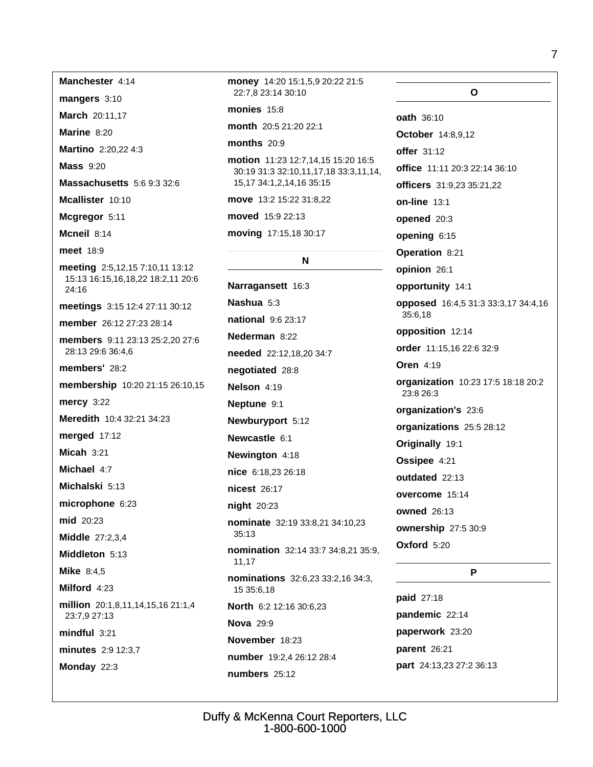**Manchester** 4:14

**mangers** 3:10

**March** 20:11,17

**Marine** 8:20

**Martino** 2:20,22 4:3

**Mass** 9:20

**Massachusetts** 5:6 9:3 32:6

**Mcallister** 10:10

**Mcgregor** 5:11

**Mcneil** 8:14

**meet** 18:9

**meeting** 2:5,12,15 7:10,11 13:12 15:13 16:15,16,18,22 18:2,11 20:6 24:16

**meetings** 3:15 12:4 27:11 30:12

**member** 26:12 27:23 28:14

**members** 9:11 23:13 25:2,20 27:6 28:13 29:6 36:4,6

**members'** 28:2

**membership** 10:20 21:15 26:10,15

**mercy** 3:22

**Meredith** 10:4 32:21 34:23

**merged** 17:12

**Micah** 3:21

**Michael** 4:7

**Michalski** 5:13

**microphone** 6:23

**mid** 20:23

**Middle** 27:2,3,4

**Middleton** 5:13

**Mike** 8:4,5

**Milford** 4:23

**million** 20:1,8,11,14,15,16 21:1,4 23:7,9 27:13

**mindful** 3:21

**minutes** 2:9 12:3,7

**Monday** 22:3

**money** 14:20 15:1,5,9 20:22 21:5 22:7,8 23:14 30:10

**monies** 15:8

**month** 20:5 21:20 22:1

**months** 20:9

**motion** 11:23 12:7,14,15 15:20 16:5 30:19 31:3 32:10,11,17,18 33:3,11,14, 15,17 34:1,2,14,16 35:15

**move** 13:2 15:22 31:8,22

**moved** 15:9 22:13

**moving** 17:15,18 30:17

## N

**Narragansett** 16:3

**Nashua** 5:3

**national** 9:6 23:17

**Nederman** 8:22

**needed** 22:12,18,20 34:7

**negotiated** 28:8

**Nelson** 4:19

**Neptune** 9:1

**Newburyport** 5:12

**Newcastle** 6:1

**Newington** 4:18

**nice** 6:18,23 26:18

**nicest** 26:17

**night** 20:23

**nominate** 32:19 33:8,21 34:10,23 35:13

**nomination** 32:14 33:7 34:8,21 35:9, 11,17

**nominations** 32:6,23 33:2,16 34:3, 15 35:6,18

**North** 6:2 12:16 30:6,23

**Nova** 29:9

**November** 18:23

**number** 19:2,4 26:12 28:4

**numbers** 25:12

## O

**oath** 36:10

**October** 14:8,9,12

**offer** 31:12

**office** 11:11 20:3 22:14 36:10

**officers** 31:9,23 35:21,22

**on-line** 13:1

**opened** 20:3

**opening** 6:15

**Operation** 8:21

**opinion** 26:1

**opportunity** 14:1

**opposed** 16:4,5 31:3 33:3,17 34:4,16 35:6,18

**opposition** 12:14

**order** 11:15,16 22:6 32:9

**Oren** 4:19

**organization** 10:23 17:5 18:18 20:2 23:8 26:3

**organization's** 23:6

**organizations** 25:5 28:12

**Originally** 19:1

**Ossipee** 4:21

**outdated** 22:13

**overcome** 15:14

**owned** 26:13

**ownership** 27:5 30:9

**Oxford** 5:20

## P

**paid** 27:18

**pandemic** 22:14

**paperwork** 23:20

**parent** 26:21

**part** 24:13,23 27:2 36:13

Duffy & McKenna Court Reporters, LLC
1-800-600-1000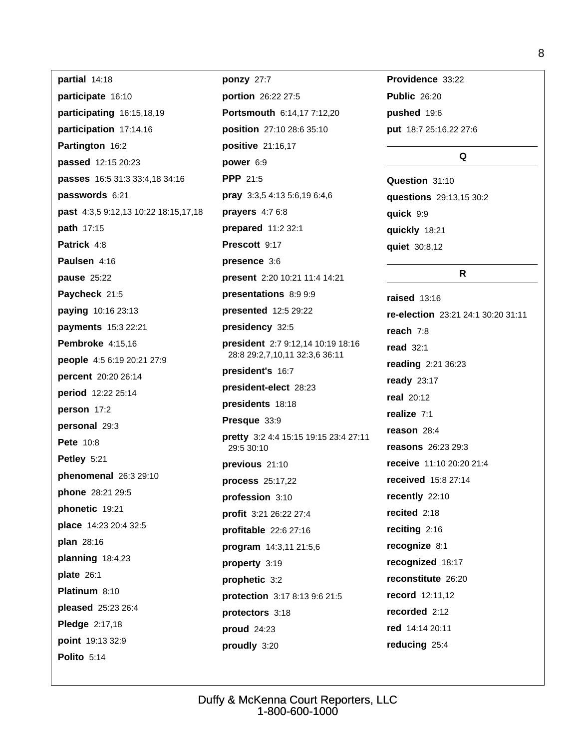**partial** 14:18
**participate** 16:10
**participating** 16:15,18,19
**participation** 17:14,16
**Partington** 16:2
**passed** 12:15 20:23
**passes** 16:5 31:3 33:4,18 34:16
**passwords** 6:21
**past** 4:3,5 9:12,13 10:22 18:15,17,18
**path** 17:15
**Patrick** 4:8
**Paulsen** 4:16
**pause** 25:22
**Paycheck** 21:5
**paying** 10:16 23:13
**payments** 15:3 22:21
**Pembroke** 4:15,16
**people** 4:5 6:19 20:21 27:9
**percent** 20:20 26:14
**period** 12:22 25:14
**person** 17:2
**personal** 29:3
**Pete** 10:8
**Petley** 5:21
**phenomenal** 26:3 29:10
**phone** 28:21 29:5
**phonetic** 19:21
**place** 14:23 20:4 32:5
**plan** 28:16
**planning** 18:4,23
**plate** 26:1
**Platinum** 8:10
**pleased** 25:23 26:4
**Pledge** 2:17,18
**point** 19:13 32:9
**Polito** 5:14
**ponzy** 27:7
**portion** 26:22 27:5
**Portsmouth** 6:14,17 7:12,20
**position** 27:10 28:6 35:10
**positive** 21:16,17
**power** 6:9
**PPP** 21:5
**pray** 3:3,5 4:13 5:6,19 6:4,6
**prayers** 4:7 6:8
**prepared** 11:2 32:1
**Prescott** 9:17
**presence** 3:6
**present** 2:20 10:21 11:4 14:21
**presentations** 8:9 9:9
**presented** 12:5 29:22
**presidency** 32:5
**president** 2:7 9:12,14 10:19 18:16 28:8 29:2,7,10,11 32:3,6 36:11
**president's** 16:7
**president-elect** 28:23
**presidents** 18:18
**Presque** 33:9
**pretty** 3:2 4:4 15:15 19:15 23:4 27:11 29:5 30:10
**previous** 21:10
**process** 25:17,22
**profession** 3:10
**profit** 3:21 26:22 27:4
**profitable** 22:6 27:16
**program** 14:3,11 21:5,6
**property** 3:19
**prophetic** 3:2
**protection** 3:17 8:13 9:6 21:5
**protectors** 3:18
**proud** 24:23
**proudly** 3:20
**Providence** 33:22
**Public** 26:20
**pushed** 19:6
**put** 18:7 25:16,22 27:6

## Q

**Question** 31:10
**questions** 29:13,15 30:2
**quick** 9:9
**quickly** 18:21
**quiet** 30:8,12

## R

**raised** 13:16
**re-election** 23:21 24:1 30:20 31:11
**reach** 7:8
**read** 32:1
**reading** 2:21 36:23
**ready** 23:17
**real** 20:12
**realize** 7:1
**reason** 28:4
**reasons** 26:23 29:3
**receive** 11:10 20:20 21:4
**received** 15:8 27:14
**recently** 22:10
**recited** 2:18
**reciting** 2:16
**recognize** 8:1
**recognized** 18:17
**reconstitute** 26:20
**record** 12:11,12
**recorded** 2:12
**red** 14:14 20:11
**reducing** 25:4

Duffy & McKenna Court Reporters, LLC
1-800-600-1000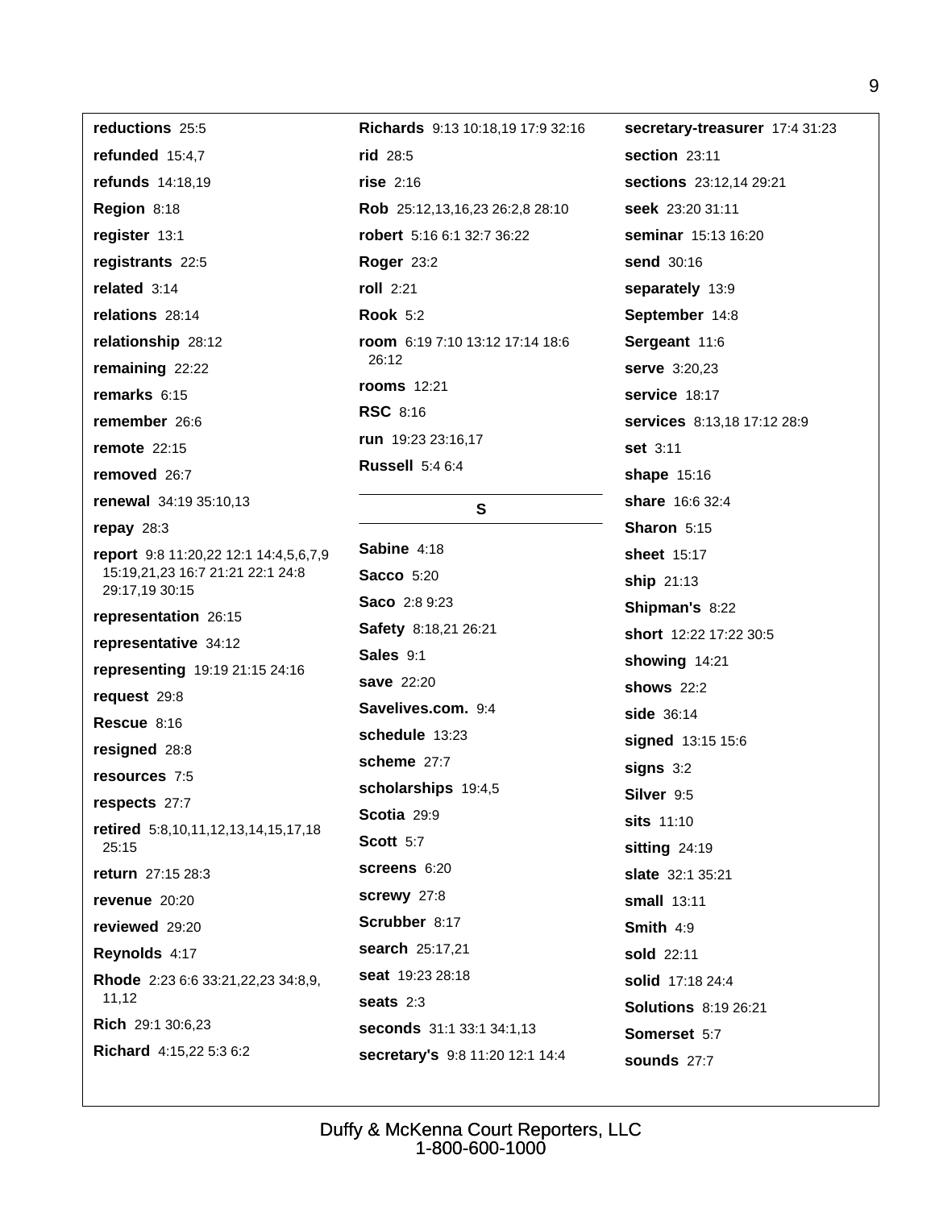**reductions** 25:5

**refunded** 15:4,7

**refunds** 14:18,19

**Region** 8:18

**register** 13:1

**registrants** 22:5

**related** 3:14

**relations** 28:14

**relationship** 28:12

**remaining** 22:22

**remarks** 6:15

**remember** 26:6

**remote** 22:15

**removed** 26:7

**renewal** 34:19 35:10,13

**repay** 28:3

**report** 9:8 11:20,22 12:1 14:4,5,6,7,9 15:19,21,23 16:7 21:21 22:1 24:8 29:17,19 30:15

**representation** 26:15

**representative** 34:12

**representing** 19:19 21:15 24:16

**request** 29:8

**Rescue** 8:16

**resigned** 28:8

**resources** 7:5

**respects** 27:7

**retired** 5:8,10,11,12,13,14,15,17,18 25:15

**return** 27:15 28:3

**revenue** 20:20

**reviewed** 29:20

**Reynolds** 4:17

**Rhode** 2:23 6:6 33:21,22,23 34:8,9, 11,12

**Rich** 29:1 30:6,23

**Richard** 4:15,22 5:3 6:2

**Richards** 9:13 10:18,19 17:9 32:16

**rid** 28:5

**rise** 2:16

**Rob** 25:12,13,16,23 26:2,8 28:10

**robert** 5:16 6:1 32:7 36:22

**Roger** 23:2

**roll** 2:21

**Rook** 5:2

**room** 6:19 7:10 13:12 17:14 18:6 26:12

**rooms** 12:21

**RSC** 8:16

**run** 19:23 23:16,17

**Russell** 5:4 6:4

## S

**Sabine** 4:18

**Sacco** 5:20

**Saco** 2:8 9:23

**Safety** 8:18,21 26:21

**Sales** 9:1

**save** 22:20

**Savelives.com.** 9:4

**schedule** 13:23

**scheme** 27:7

**scholarships** 19:4,5

**Scotia** 29:9

**Scott** 5:7

**screens** 6:20

**screwy** 27:8

**Scrubber** 8:17

**search** 25:17,21

**seat** 19:23 28:18

**seats** 2:3

**seconds** 31:1 33:1 34:1,13

**secretary's** 9:8 11:20 12:1 14:4

**secretary-treasurer** 17:4 31:23

**section** 23:11

**sections** 23:12,14 29:21

**seek** 23:20 31:11

**seminar** 15:13 16:20

**send** 30:16

**separately** 13:9

**September** 14:8

**Sergeant** 11:6

**serve** 3:20,23

**service** 18:17

**services** 8:13,18 17:12 28:9

**set** 3:11

**shape** 15:16

**share** 16:6 32:4

**Sharon** 5:15

**sheet** 15:17

**ship** 21:13

**Shipman's** 8:22

**short** 12:22 17:22 30:5

**showing** 14:21

**shows** 22:2

**side** 36:14

**signed** 13:15 15:6

**signs** 3:2

**Silver** 9:5

**sits** 11:10

**sitting** 24:19

**slate** 32:1 35:21

**small** 13:11

**Smith** 4:9

**sold** 22:11

**solid** 17:18 24:4

**Solutions** 8:19 26:21

**Somerset** 5:7

**sounds** 27:7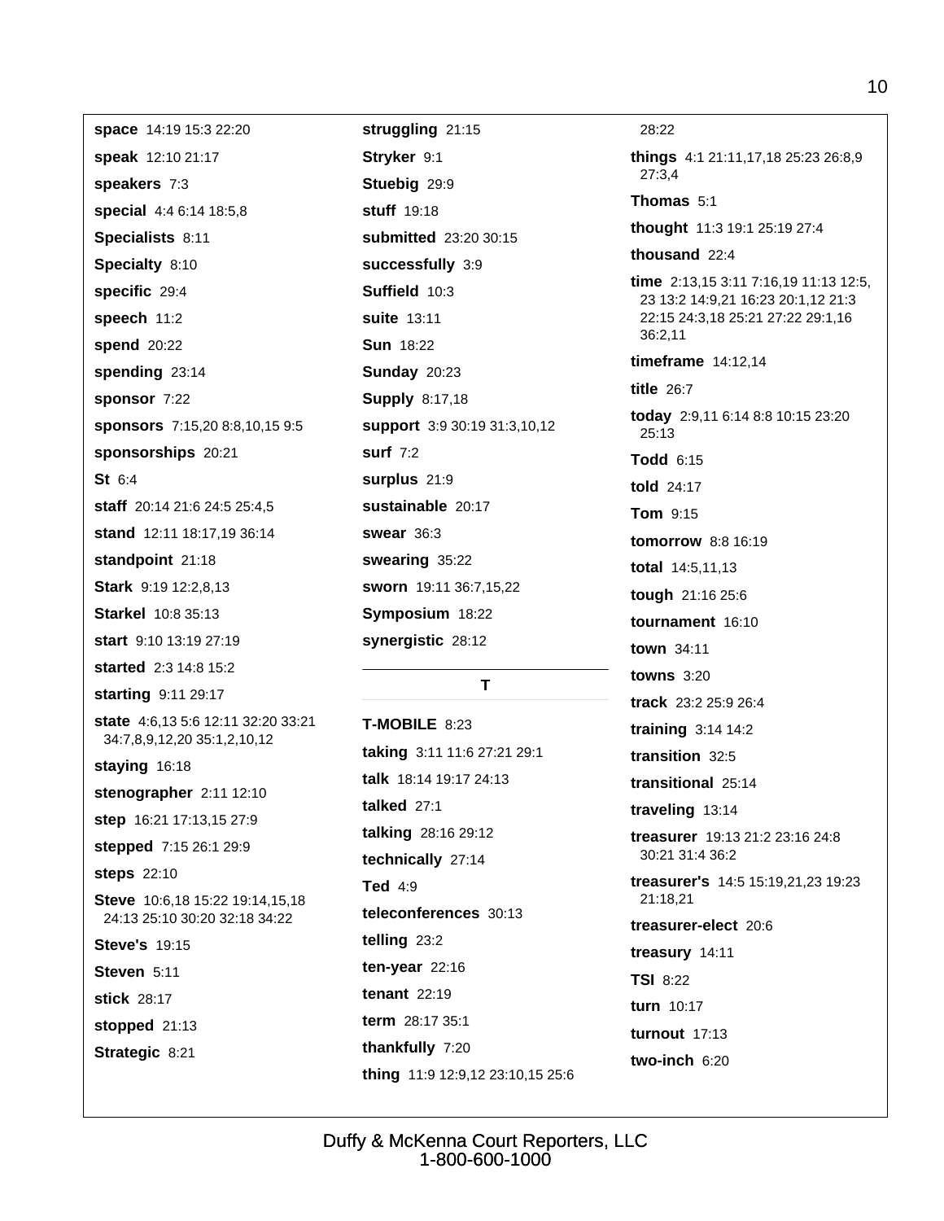**space** 14:19 15:3 22:20

**speak** 12:10 21:17

**speakers** 7:3

**special** 4:4 6:14 18:5,8

**Specialists** 8:11

**Specialty** 8:10

**specific** 29:4

**speech** 11:2

**spend** 20:22

**spending** 23:14

**sponsor** 7:22

**sponsors** 7:15,20 8:8,10,15 9:5

**sponsorships** 20:21

**St** 6:4

**staff** 20:14 21:6 24:5 25:4,5

**stand** 12:11 18:17,19 36:14

**standpoint** 21:18

**Stark** 9:19 12:2,8,13

**Starkel** 10:8 35:13

**start** 9:10 13:19 27:19

**started** 2:3 14:8 15:2

**starting** 9:11 29:17

**state** 4:6,13 5:6 12:11 32:20 33:21 34:7,8,9,12,20 35:1,2,10,12

**staying** 16:18

**stenographer** 2:11 12:10

**step** 16:21 17:13,15 27:9

**stepped** 7:15 26:1 29:9

**steps** 22:10

**Steve** 10:6,18 15:22 19:14,15,18 24:13 25:10 30:20 32:18 34:22

**Steve's** 19:15

**Steven** 5:11

**stick** 28:17

**stopped** 21:13

**Strategic** 8:21

**struggling** 21:15

**Stryker** 9:1

**Stuebig** 29:9

**stuff** 19:18

**submitted** 23:20 30:15

**successfully** 3:9

**Suffield** 10:3

**suite** 13:11

**Sun** 18:22

**Sunday** 20:23

**Supply** 8:17,18

**support** 3:9 30:19 31:3,10,12

**surf** 7:2

**surplus** 21:9

**sustainable** 20:17

**swear** 36:3

**swearing** 35:22

**sworn** 19:11 36:7,15,22

**Symposium** 18:22

**synergistic** 28:12

## T

**T-MOBILE** 8:23

**taking** 3:11 11:6 27:21 29:1

**talk** 18:14 19:17 24:13

**talked** 27:1

**talking** 28:16 29:12

**technically** 27:14

**Ted** 4:9

**teleconferences** 30:13

**telling** 23:2

**ten-year** 22:16

**tenant** 22:19

**term** 28:17 35:1

**thankfully** 7:20

**thing** 11:9 12:9,12 23:10,15 25:6 28:22

**things** 4:1 21:11,17,18 25:23 26:8,9 27:3,4

**Thomas** 5:1

**thought** 11:3 19:1 25:19 27:4

**thousand** 22:4

**time** 2:13,15 3:11 7:16,19 11:13 12:5, 23 13:2 14:9,21 16:23 20:1,12 21:3 22:15 24:3,18 25:21 27:22 29:1,16 36:2,11

**timeframe** 14:12,14

**title** 26:7

**today** 2:9,11 6:14 8:8 10:15 23:20 25:13

**Todd** 6:15

**told** 24:17

**Tom** 9:15

**tomorrow** 8:8 16:19

**total** 14:5,11,13

**tough** 21:16 25:6

**tournament** 16:10

**town** 34:11

**towns** 3:20

**track** 23:2 25:9 26:4

**training** 3:14 14:2

**transition** 32:5

**transitional** 25:14

**traveling** 13:14

**treasurer** 19:13 21:2 23:16 24:8 30:21 31:4 36:2

**treasurer's** 14:5 15:19,21,23 19:23 21:18,21

**treasurer-elect** 20:6

**treasury** 14:11

**TSI** 8:22

**turn** 10:17

**turnout** 17:13

**two-inch** 6:20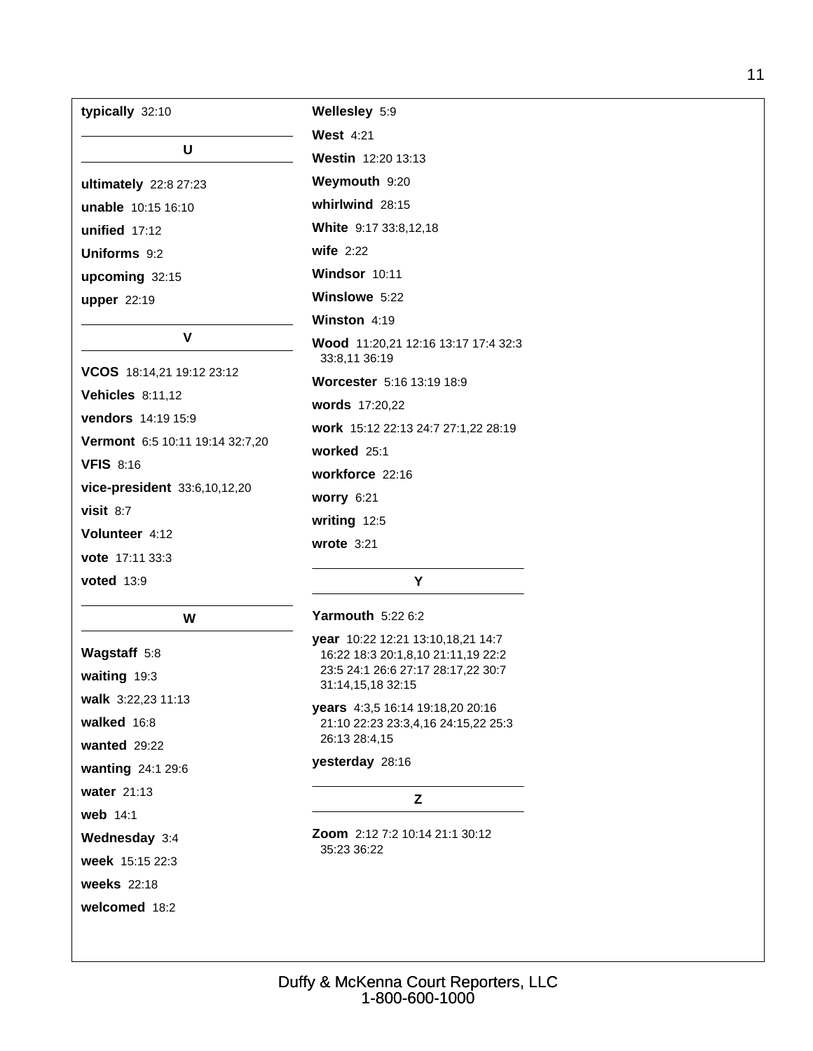**typically** 32:10

## U

**ultimately** 22:8 27:23

**unable** 10:15 16:10

**unified** 17:12

**Uniforms** 9:2

**upcoming** 32:15

**upper** 22:19

## V

**VCOS** 18:14,21 19:12 23:12

**Vehicles** 8:11,12

**vendors** 14:19 15:9

**Vermont** 6:5 10:11 19:14 32:7,20

**VFIS** 8:16

**vice-president** 33:6,10,12,20

**visit** 8:7

**Volunteer** 4:12

**vote** 17:11 33:3

**voted** 13:9

## W

**Wagstaff** 5:8

**waiting** 19:3

**walk** 3:22,23 11:13

**walked** 16:8

**wanted** 29:22

**wanting** 24:1 29:6

**water** 21:13

**web** 14:1

**Wednesday** 3:4

**week** 15:15 22:3

**weeks** 22:18

**welcomed** 18:2

**Wellesley** 5:9

**West** 4:21

**Westin** 12:20 13:13

**Weymouth** 9:20

**whirlwind** 28:15

**White** 9:17 33:8,12,18

**wife** 2:22

**Windsor** 10:11

**Winslowe** 5:22

**Winston** 4:19

**Wood** 11:20,21 12:16 13:17 17:4 32:3 33:8,11 36:19

**Worcester** 5:16 13:19 18:9

**words** 17:20,22

**work** 15:12 22:13 24:7 27:1,22 28:19

**worked** 25:1

**workforce** 22:16

**worry** 6:21

**writing** 12:5

**wrote** 3:21

## Y

**Yarmouth** 5:22 6:2

**year** 10:22 12:21 13:10,18,21 14:7 16:22 18:3 20:1,8,10 21:11,19 22:2 23:5 24:1 26:6 27:17 28:17,22 30:7 31:14,15,18 32:15

**years** 4:3,5 16:14 19:18,20 20:16 21:10 22:23 23:3,4,16 24:15,22 25:3 26:13 28:4,15

**yesterday** 28:16

## Z

**Zoom** 2:12 7:2 10:14 21:1 30:12 35:23 36:22

Duffy & McKenna Court Reporters, LLC
1-800-600-1000